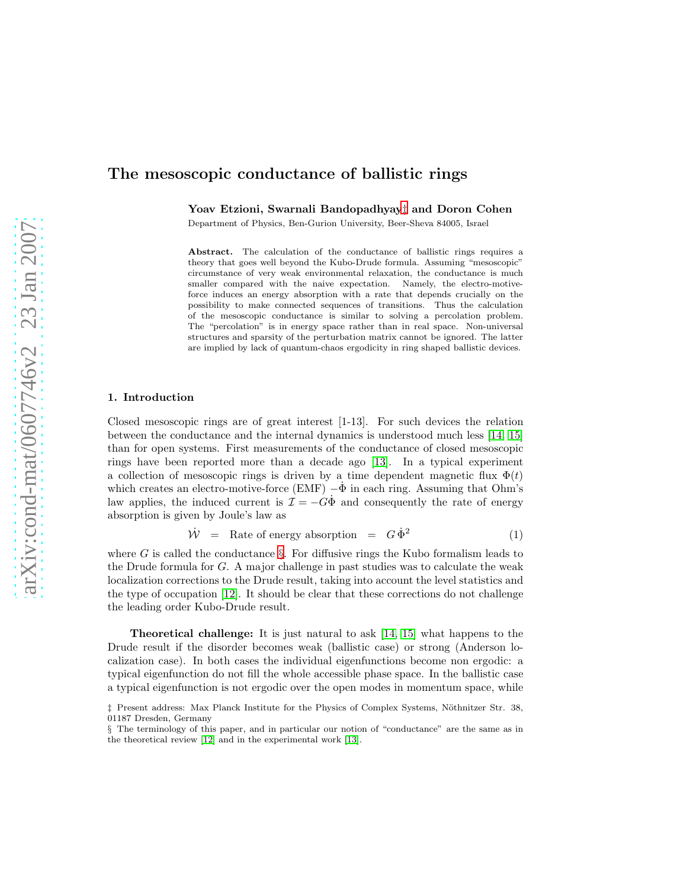# The mesoscopic conductance of ballistic rings

**Yoav Etzioni, Swarnali Bandopadhyay‡ and Doron Cohen**

Department of Physics, Ben-Gurion University, Beer-Sheva 84005, Israel

**Abstract.** The calculation of the conductance of ballistic rings requires a theory that goes well beyond the Kubo-Drude formula. Assuming "mesoscopic" circumstance of very weak environmental relaxation, the conductance is much smaller compared with the naive expectation. Namely, the electro-motive-force induces an energy absorption with a rate that depends crucially on the possibility to make connected sequences of transitions. Thus the calculation of the mesoscopic conductance is similar to solving a percolation problem. The "percolation" is in energy space rather than in real space. Non-universal structures and sparsity of the perturbation matrix cannot be ignored. The latter are implied by lack of quantum-chaos ergodicity in ring shaped ballistic devices.

## 1. Introduction

Closed mesoscopic rings are of great interest [1-13]. For such devices the relation between the conductance and the internal dynamics is understood much less [14, 15] than for open systems. First measurements of the conductance of closed mesoscopic rings have been reported more than a decade ago [13]. In a typical experiment a collection of mesoscopic rings is driven by a time dependent magnetic flux $\Phi(t)$ which creates an electro-motive-force (EMF) $-\dot{\Phi}$ in each ring. Assuming that Ohm's law applies, the induced current is $\mathcal{I} = -G\dot{\Phi}$ and consequently the rate of energy absorption is given by Joule's law as

$$\dot{\mathcal{W}} \;=\; \text{Rate of energy absorption} \;=\; G\,\dot{\Phi}^2 \qquad (1)$$

where $G$ is called the conductance §. For diffusive rings the Kubo formalism leads to the Drude formula for $G$. A major challenge in past studies was to calculate the weak localization corrections to the Drude result, taking into account the level statistics and the type of occupation [12]. It should be clear that these corrections do not challenge the leading order Kubo-Drude result.

**Theoretical challenge:** It is just natural to ask [14, 15] what happens to the Drude result if the disorder becomes weak (ballistic case) or strong (Anderson localization case). In both cases the individual eigenfunctions become non ergodic: a typical eigenfunction do not fill the whole accessible phase space. In the ballistic case a typical eigenfunction is not ergodic over the open modes in momentum space, while

‡ Present address: Max Planck Institute for the Physics of Complex Systems, Nöthnitzer Str. 38, 01187 Dresden, Germany

§ The terminology of this paper, and in particular our notion of "conductance" are the same as in the theoretical review [12] and in the experimental work [13].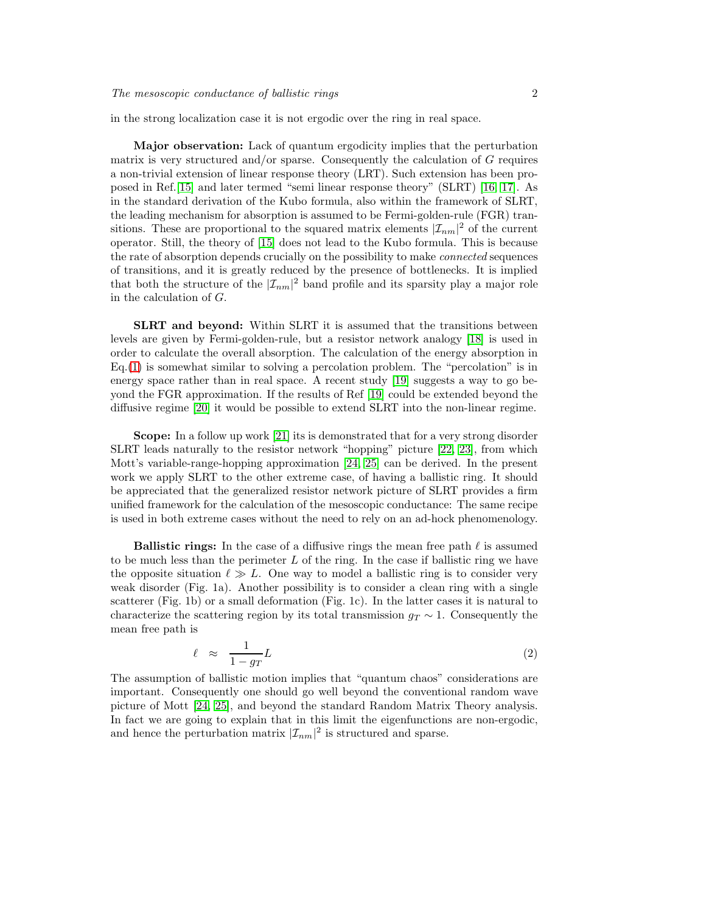in the strong localization case it is not ergodic over the ring in real space.

**Major observation:** Lack of quantum ergodicity implies that the perturbation matrix is very structured and/or sparse. Consequently the calculation of $G$ requires a non-trivial extension of linear response theory (LRT). Such extension has been proposed in Ref.[15] and later termed "semi linear response theory" (SLRT) [16, 17]. As in the standard derivation of the Kubo formula, also within the framework of SLRT, the leading mechanism for absorption is assumed to be Fermi-golden-rule (FGR) transitions. These are proportional to the squared matrix elements $|\mathcal{I}_{nm}|^2$ of the current operator. Still, the theory of [15] does not lead to the Kubo formula. This is because the rate of absorption depends crucially on the possibility to make *connected* sequences of transitions, and it is greatly reduced by the presence of bottlenecks. It is implied that both the structure of the $|\mathcal{I}_{nm}|^2$ band profile and its sparsity play a major role in the calculation of $G$.

**SLRT and beyond:** Within SLRT it is assumed that the transitions between levels are given by Fermi-golden-rule, but a resistor network analogy [18] is used in order to calculate the overall absorption. The calculation of the energy absorption in Eq.(1) is somewhat similar to solving a percolation problem. The "percolation" is in energy space rather than in real space. A recent study [19] suggests a way to go beyond the FGR approximation. If the results of Ref [19] could be extended beyond the diffusive regime [20] it would be possible to extend SLRT into the non-linear regime.

**Scope:** In a follow up work [21] its is demonstrated that for a very strong disorder SLRT leads naturally to the resistor network "hopping" picture [22, 23], from which Mott's variable-range-hopping approximation [24, 25] can be derived. In the present work we apply SLRT to the other extreme case, of having a ballistic ring. It should be appreciated that the generalized resistor network picture of SLRT provides a firm unified framework for the calculation of the mesoscopic conductance: The same recipe is used in both extreme cases without the need to rely on an ad-hock phenomenology.

**Ballistic rings:** In the case of a diffusive rings the mean free path $\ell$ is assumed to be much less than the perimeter $L$ of the ring. In the case if ballistic ring we have the opposite situation $\ell \gg L$. One way to model a ballistic ring is to consider very weak disorder (Fig. 1a). Another possibility is to consider a clean ring with a single scatterer (Fig. 1b) or a small deformation (Fig. 1c). In the latter cases it is natural to characterize the scattering region by its total transmission $g_T \sim 1$. Consequently the mean free path is

$$\ell \;\approx\; \frac{1}{1-g_T}L \tag{2}$$

The assumption of ballistic motion implies that "quantum chaos" considerations are important. Consequently one should go well beyond the conventional random wave picture of Mott [24, 25], and beyond the standard Random Matrix Theory analysis. In fact we are going to explain that in this limit the eigenfunctions are non-ergodic, and hence the perturbation matrix $|\mathcal{I}_{nm}|^2$ is structured and sparse.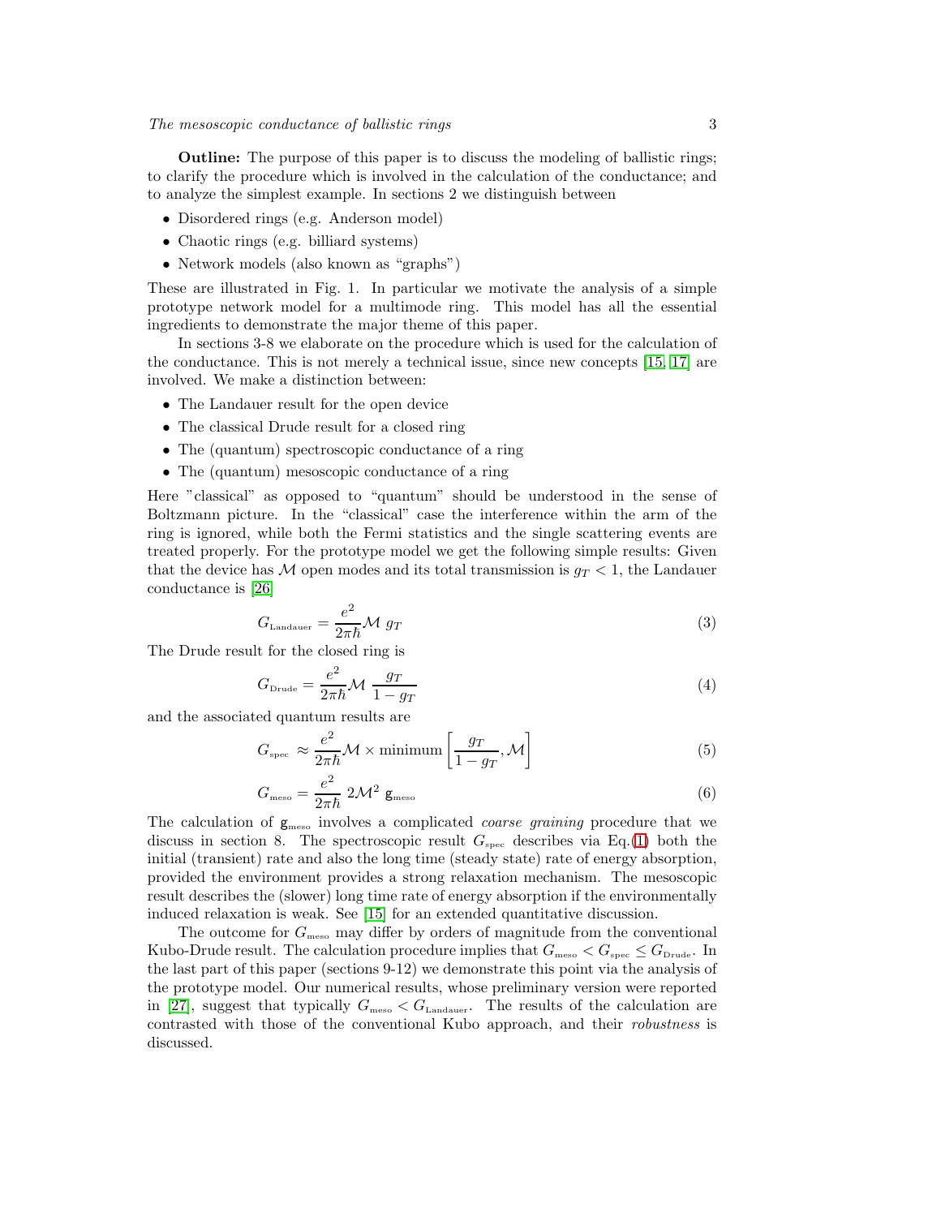**Outline:** The purpose of this paper is to discuss the modeling of ballistic rings; to clarify the procedure which is involved in the calculation of the conductance; and to analyze the simplest example. In sections 2 we distinguish between

- Disordered rings (e.g. Anderson model)
- Chaotic rings (e.g. billiard systems)
- Network models (also known as "graphs")

These are illustrated in Fig. 1. In particular we motivate the analysis of a simple prototype network model for a multimode ring. This model has all the essential ingredients to demonstrate the major theme of this paper.

In sections 3-8 we elaborate on the procedure which is used for the calculation of the conductance. This is not merely a technical issue, since new concepts [15, 17] are involved. We make a distinction between:

- The Landauer result for the open device
- The classical Drude result for a closed ring
- The (quantum) spectroscopic conductance of a ring
- The (quantum) mesoscopic conductance of a ring

Here "classical" as opposed to "quantum" should be understood in the sense of Boltzmann picture. In the "classical" case the interference within the arm of the ring is ignored, while both the Fermi statistics and the single scattering events are treated properly. For the prototype model we get the following simple results: Given that the device has $\mathcal{M}$ open modes and its total transmission is $g_T < 1$, the Landauer conductance is [26]

$$G_{\text{Landauer}} = \frac{e^2}{2\pi\hbar}\mathcal{M}\; g_T \tag{3}$$

The Drude result for the closed ring is

$$G_{\text{Drude}} = \frac{e^2}{2\pi\hbar}\mathcal{M}\; \frac{g_T}{1-g_T} \tag{4}$$

and the associated quantum results are

$$G_{\text{spec}} \approx \frac{e^2}{2\pi\hbar}\mathcal{M} \times \text{minimum}\left[\frac{g_T}{1-g_T}, \mathcal{M}\right] \tag{5}$$

$$G_{\text{meso}} = \frac{e^2}{2\pi\hbar}\; 2\mathcal{M}^2\; \mathsf{g}_{\text{meso}} \tag{6}$$

The calculation of $\mathsf{g}_{\text{meso}}$ involves a complicated *coarse graining* procedure that we discuss in section 8. The spectroscopic result $G_{\text{spec}}$ describes via Eq.(1) both the initial (transient) rate and also the long time (steady state) rate of energy absorption, provided the environment provides a strong relaxation mechanism. The mesoscopic result describes the (slower) long time rate of energy absorption if the environmentally induced relaxation is weak. See [15] for an extended quantitative discussion.

The outcome for $G_{\text{meso}}$ may differ by orders of magnitude from the conventional Kubo-Drude result. The calculation procedure implies that $G_{\text{meso}} < G_{\text{spec}} \leq G_{\text{Drude}}$. In the last part of this paper (sections 9-12) we demonstrate this point via the analysis of the prototype model. Our numerical results, whose preliminary version were reported in [27], suggest that typically $G_{\text{meso}} < G_{\text{Landauer}}$. The results of the calculation are contrasted with those of the conventional Kubo approach, and their *robustness* is discussed.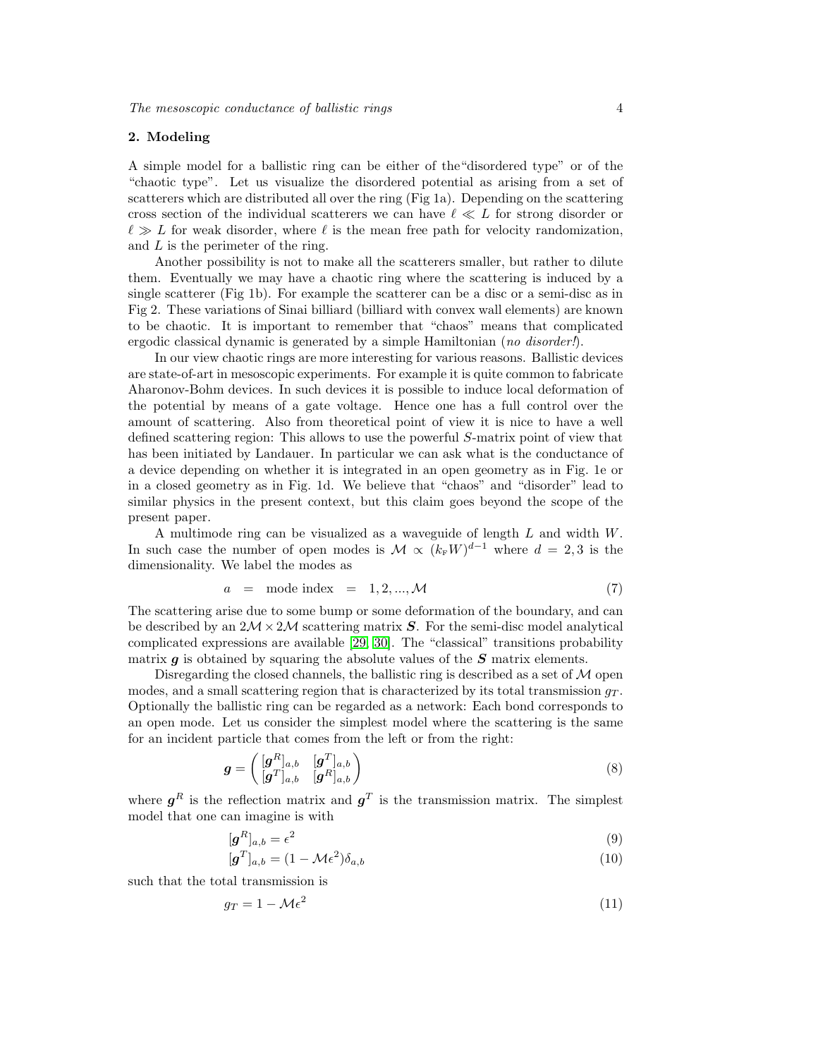## 2. Modeling

A simple model for a ballistic ring can be either of the"disordered type" or of the "chaotic type". Let us visualize the disordered potential as arising from a set of scatterers which are distributed all over the ring (Fig 1a). Depending on the scattering cross section of the individual scatterers we can have $\ell \ll L$ for strong disorder or $\ell \gg L$ for weak disorder, where $\ell$ is the mean free path for velocity randomization, and $L$ is the perimeter of the ring.

Another possibility is not to make all the scatterers smaller, but rather to dilute them. Eventually we may have a chaotic ring where the scattering is induced by a single scatterer (Fig 1b). For example the scatterer can be a disc or a semi-disc as in Fig 2. These variations of Sinai billiard (billiard with convex wall elements) are known to be chaotic. It is important to remember that "chaos" means that complicated ergodic classical dynamic is generated by a simple Hamiltonian (*no disorder!*).

In our view chaotic rings are more interesting for various reasons. Ballistic devices are state-of-art in mesoscopic experiments. For example it is quite common to fabricate Aharonov-Bohm devices. In such devices it is possible to induce local deformation of the potential by means of a gate voltage. Hence one has a full control over the amount of scattering. Also from theoretical point of view it is nice to have a well defined scattering region: This allows to use the powerful $S$-matrix point of view that has been initiated by Landauer. In particular we can ask what is the conductance of a device depending on whether it is integrated in an open geometry as in Fig. 1e or in a closed geometry as in Fig. 1d. We believe that "chaos" and "disorder" lead to similar physics in the present context, but this claim goes beyond the scope of the present paper.

A multimode ring can be visualized as a waveguide of length $L$ and width $W$. In such case the number of open modes is $\mathcal{M} \propto (k_F W)^{d-1}$ where $d = 2, 3$ is the dimensionality. We label the modes as

$$a \quad = \quad \text{mode index} \quad = \quad 1, 2, ..., \mathcal{M} \tag{7}$$

The scattering arise due to some bump or some deformation of the boundary, and can be described by an $2\mathcal{M} \times 2\mathcal{M}$ scattering matrix $\boldsymbol{S}$. For the semi-disc model analytical complicated expressions are available [29, 30]. The "classical" transitions probability matrix $\boldsymbol{g}$ is obtained by squaring the absolute values of the $\boldsymbol{S}$ matrix elements.

Disregarding the closed channels, the ballistic ring is described as a set of $\mathcal{M}$ open modes, and a small scattering region that is characterized by its total transmission $g_T$. Optionally the ballistic ring can be regarded as a network: Each bond corresponds to an open mode. Let us consider the simplest model where the scattering is the same for an incident particle that comes from the left or from the right:

$$\boldsymbol{g} = \begin{pmatrix} [\boldsymbol{g}^R]_{a,b} & [\boldsymbol{g}^T]_{a,b} \\ [\boldsymbol{g}^T]_{a,b} & [\boldsymbol{g}^R]_{a,b} \end{pmatrix} \tag{8}$$

where $\boldsymbol{g}^R$ is the reflection matrix and $\boldsymbol{g}^T$ is the transmission matrix. The simplest model that one can imagine is with

$$[\boldsymbol{g}^R]_{a,b} = \epsilon^2 \tag{9}$$

$$[\boldsymbol{g}^T]_{a,b} = (1 - \mathcal{M}\epsilon^2)\delta_{a,b} \tag{10}$$

such that the total transmission is

$$g_T = 1 - \mathcal{M}\epsilon^2 \tag{11}$$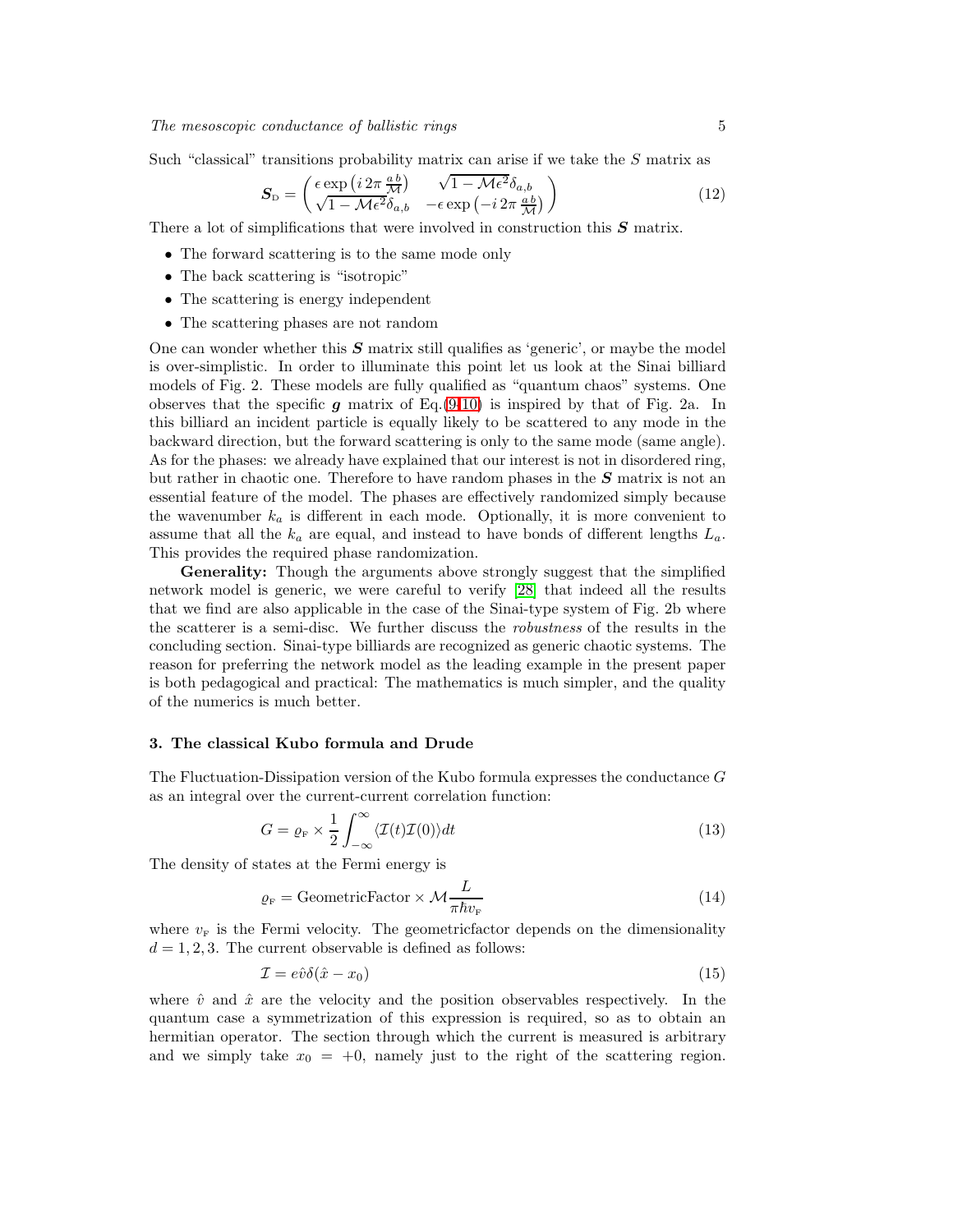Such "classical" transitions probability matrix can arise if we take the $S$ matrix as

$$\boldsymbol{S}_{\mathrm{D}} = \begin{pmatrix} \epsilon \exp\left(i\, 2\pi \frac{a\,b}{\mathcal{M}}\right) & \sqrt{1-\mathcal{M}\epsilon^2}\delta_{a,b} \\ \sqrt{1-\mathcal{M}\epsilon^2}\delta_{a,b} & -\epsilon \exp\left(-i\, 2\pi \frac{a\,b}{\mathcal{M}}\right) \end{pmatrix} \tag{12}$$

There a lot of simplifications that were involved in construction this $\boldsymbol{S}$ matrix.

- The forward scattering is to the same mode only
- The back scattering is "isotropic"
- The scattering is energy independent
- The scattering phases are not random

One can wonder whether this $\boldsymbol{S}$ matrix still qualifies as 'generic', or maybe the model is over-simplistic. In order to illuminate this point let us look at the Sinai billiard models of Fig. 2. These models are fully qualified as "quantum chaos" systems. One observes that the specific $\boldsymbol{g}$ matrix of Eq.(9,10) is inspired by that of Fig. 2a. In this billiard an incident particle is equally likely to be scattered to any mode in the backward direction, but the forward scattering is only to the same mode (same angle). As for the phases: we already have explained that our interest is not in disordered ring, but rather in chaotic one. Therefore to have random phases in the $\boldsymbol{S}$ matrix is not an essential feature of the model. The phases are effectively randomized simply because the wavenumber $k_a$ is different in each mode. Optionally, it is more convenient to assume that all the $k_a$ are equal, and instead to have bonds of different lengths $L_a$. This provides the required phase randomization.

**Generality:** Though the arguments above strongly suggest that the simplified network model is generic, we were careful to verify [28] that indeed all the results that we find are also applicable in the case of the Sinai-type system of Fig. 2b where the scatterer is a semi-disc. We further discuss the *robustness* of the results in the concluding section. Sinai-type billiards are recognized as generic chaotic systems. The reason for preferring the network model as the leading example in the present paper is both pedagogical and practical: The mathematics is much simpler, and the quality of the numerics is much better.

## 3. The classical Kubo formula and Drude

The Fluctuation-Dissipation version of the Kubo formula expresses the conductance $G$ as an integral over the current-current correlation function:

$$G = \varrho_{\mathrm{F}} \times \frac{1}{2}\int_{-\infty}^{\infty} \langle \mathcal{I}(t)\mathcal{I}(0)\rangle dt \tag{13}$$

The density of states at the Fermi energy is

$$\varrho_{\mathrm{F}} = \mathrm{GeometricFactor} \times \mathcal{M}\frac{L}{\pi\hbar v_{\mathrm{F}}} \tag{14}$$

where $v_{\mathrm{F}}$ is the Fermi velocity. The geometricfactor depends on the dimensionality $d = 1, 2, 3$. The current observable is defined as follows:

$$\mathcal{I} = e\hat{v}\delta(\hat{x} - x_0) \tag{15}$$

where $\hat{v}$ and $\hat{x}$ are the velocity and the position observables respectively. In the quantum case a symmetrization of this expression is required, so as to obtain an hermitian operator. The section through which the current is measured is arbitrary and we simply take $x_0 = +0$, namely just to the right of the scattering region.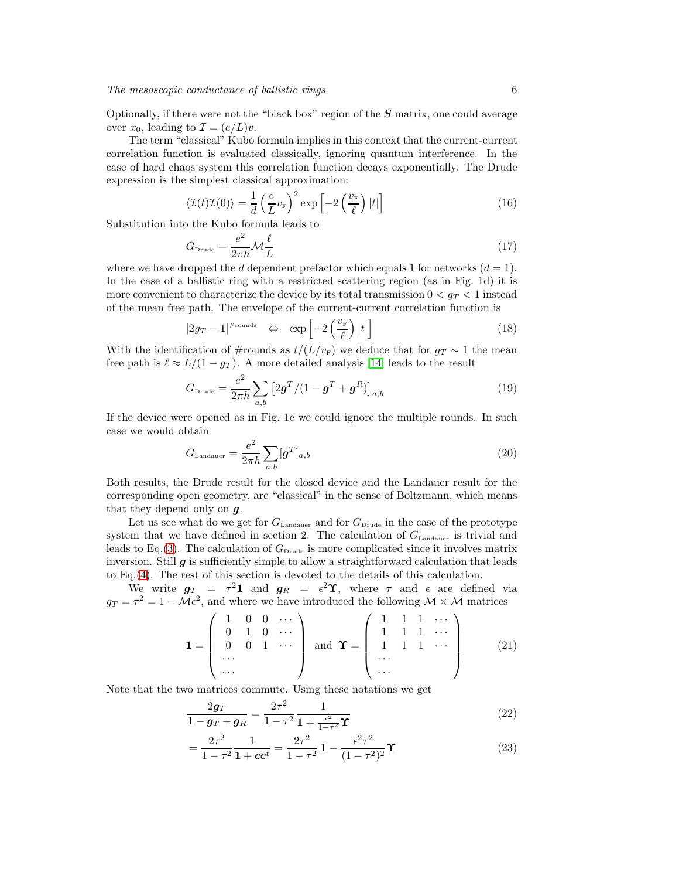Optionally, if there were not the "black box" region of the $\boldsymbol{S}$ matrix, one could average over $x_0$, leading to $\mathcal{I} = (e/L)v$.

The term "classical" Kubo formula implies in this context that the current-current correlation function is evaluated classically, ignoring quantum interference. In the case of hard chaos system this correlation function decays exponentially. The Drude expression is the simplest classical approximation:

$$\langle \mathcal{I}(t)\mathcal{I}(0)\rangle = \frac{1}{d}\left(\frac{e}{L}v_{\text{F}}\right)^2 \exp\left[-2\left(\frac{v_{\text{F}}}{\ell}\right)|t|\right] \tag{16}$$

Substitution into the Kubo formula leads to

$$G_{\text{Drude}} = \frac{e^2}{2\pi\hbar}\mathcal{M}\frac{\ell}{L} \tag{17}$$

where we have dropped the $d$ dependent prefactor which equals 1 for networks ($d = 1$). In the case of a ballistic ring with a restricted scattering region (as in Fig. 1d) it is more convenient to characterize the device by its total transmission $0 < g_T < 1$ instead of the mean free path. The envelope of the current-current correlation function is

$$|2g_T - 1|^{\#\text{rounds}} \quad \Leftrightarrow \quad \exp\left[-2\left(\frac{v_{\text{F}}}{\ell}\right)|t|\right] \tag{18}$$

With the identification of #rounds as $t/(L/v_{\text{F}})$ we deduce that for $g_T \sim 1$ the mean free path is $\ell \approx L/(1 - g_T)$. A more detailed analysis [14] leads to the result

$$G_{\text{Drude}} = \frac{e^2}{2\pi\hbar}\sum_{a,b}\left[2\boldsymbol{g}^T/(1 - \boldsymbol{g}^T + \boldsymbol{g}^R)\right]_{a,b} \tag{19}$$

If the device were opened as in Fig. 1e we could ignore the multiple rounds. In such case we would obtain

$$G_{\text{Landauer}} = \frac{e^2}{2\pi\hbar}\sum_{a,b}[\boldsymbol{g}^T]_{a,b} \tag{20}$$

Both results, the Drude result for the closed device and the Landauer result for the corresponding open geometry, are "classical" in the sense of Boltzmann, which means that they depend only on $\boldsymbol{g}$.

Let us see what do we get for $G_{\text{Landauer}}$ and for $G_{\text{Drude}}$ in the case of the prototype system that we have defined in section 2. The calculation of $G_{\text{Landauer}}$ is trivial and leads to Eq.(3). The calculation of $G_{\text{Drude}}$ is more complicated since it involves matrix inversion. Still $\boldsymbol{g}$ is sufficiently simple to allow a straightforward calculation that leads to Eq.(4). The rest of this section is devoted to the details of this calculation.

We write $\boldsymbol{g}_T = \tau^2\mathbf{1}$ and $\boldsymbol{g}_R = \epsilon^2\boldsymbol{\Upsilon}$, where $\tau$ and $\epsilon$ are defined via $g_T = \tau^2 = 1 - \mathcal{M}\epsilon^2$, and where we have introduced the following $\mathcal{M} \times \mathcal{M}$ matrices

$$\mathbf{1} = \begin{pmatrix} 1 & 0 & 0 & \cdots \\ 0 & 1 & 0 & \cdots \\ 0 & 0 & 1 & \cdots \\ \cdots & & & \\ \cdots & & & \end{pmatrix} \quad \text{and} \quad \boldsymbol{\Upsilon} = \begin{pmatrix} 1 & 1 & 1 & \cdots \\ 1 & 1 & 1 & \cdots \\ 1 & 1 & 1 & \cdots \\ \cdots & & & \\ \cdots & & & \end{pmatrix} \tag{21}$$

Note that the two matrices commute. Using these notations we get

$$\frac{2\boldsymbol{g}_T}{\mathbf{1} - \boldsymbol{g}_T + \boldsymbol{g}_R} = \frac{2\tau^2}{1-\tau^2}\frac{1}{\mathbf{1} + \frac{\epsilon^2}{1-\tau^2}\boldsymbol{\Upsilon}} \tag{22}$$

$$= \frac{2\tau^2}{1-\tau^2}\frac{1}{\mathbf{1} + \boldsymbol{c}\boldsymbol{c}^t} = \frac{2\tau^2}{1-\tau^2}\mathbf{1} - \frac{\epsilon^2\tau^2}{(1-\tau^2)^2}\boldsymbol{\Upsilon} \tag{23}$$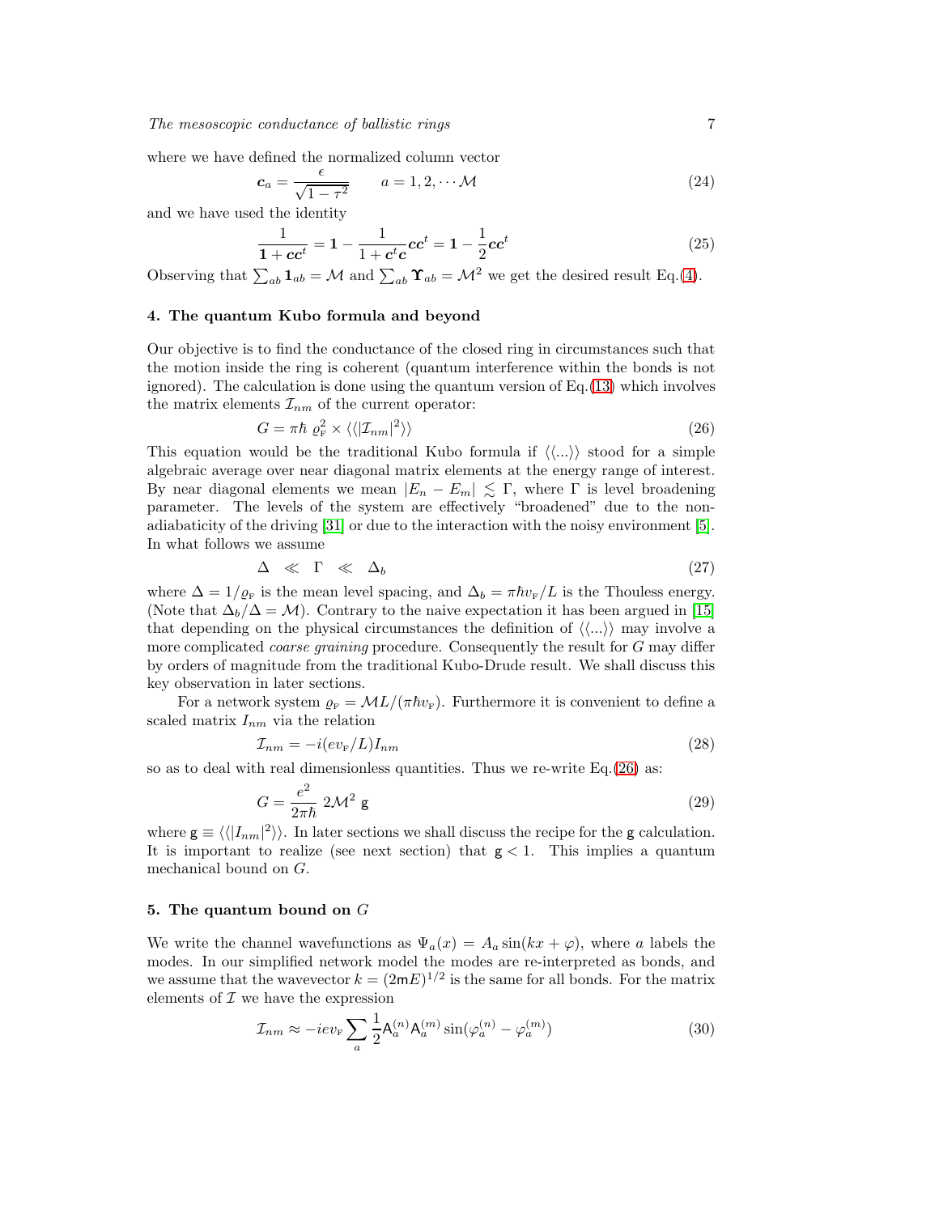where we have defined the normalized column vector

$$
\boldsymbol{c}_a = \frac{\epsilon}{\sqrt{1-\tau^2}} \qquad a = 1, 2, \cdots \mathcal{M} \tag{24}
$$

and we have used the identity

$$
\frac{1}{\mathbf{1} + \boldsymbol{c}\boldsymbol{c}^t} = \mathbf{1} - \frac{1}{1 + \boldsymbol{c}^t\boldsymbol{c}}\boldsymbol{c}\boldsymbol{c}^t = \mathbf{1} - \frac{1}{2}\boldsymbol{c}\boldsymbol{c}^t \tag{25}
$$

Observing that $\sum_{ab} \mathbf{1}_{ab} = \mathcal{M}$ and $\sum_{ab} \boldsymbol{\Upsilon}_{ab} = \mathcal{M}^2$ we get the desired result Eq.(4).

## 4. The quantum Kubo formula and beyond

Our objective is to find the conductance of the closed ring in circumstances such that the motion inside the ring is coherent (quantum interference within the bonds is not ignored). The calculation is done using the quantum version of Eq.(13) which involves the matrix elements $\mathcal{I}_{nm}$ of the current operator:

$$
G = \pi\hbar \; \varrho_{\text{F}}^2 \times \langle\langle |\mathcal{I}_{nm}|^2 \rangle\rangle \tag{26}
$$

This equation would be the traditional Kubo formula if $\langle\langle ... \rangle\rangle$ stood for a simple algebraic average over near diagonal matrix elements at the energy range of interest. By near diagonal elements we mean $|E_n - E_m| \lesssim \Gamma$, where $\Gamma$ is level broadening parameter. The levels of the system are effectively "broadened" due to the non-adiabaticity of the driving [31] or due to the interaction with the noisy environment [5]. In what follows we assume

$$
\Delta \;\; \ll \;\; \Gamma \;\; \ll \;\; \Delta_b \tag{27}
$$

where $\Delta = 1/\varrho_{\text{F}}$ is the mean level spacing, and $\Delta_b = \pi\hbar v_{\text{F}}/L$ is the Thouless energy. (Note that $\Delta_b/\Delta = \mathcal{M}$). Contrary to the naive expectation it has been argued in [15] that depending on the physical circumstances the definition of $\langle\langle ... \rangle\rangle$ may involve a more complicated *coarse graining* procedure. Consequently the result for $G$ may differ by orders of magnitude from the traditional Kubo-Drude result. We shall discuss this key observation in later sections.

For a network system $\varrho_{\text{F}} = \mathcal{M}L/(\pi\hbar v_{\text{F}})$. Furthermore it is convenient to define a scaled matrix $I_{nm}$ via the relation

$$
\mathcal{I}_{nm} = -i(ev_{\text{F}}/L) I_{nm} \tag{28}
$$

so as to deal with real dimensionless quantities. Thus we re-write Eq.(26) as:

$$
G = \frac{e^2}{2\pi\hbar} \; 2\mathcal{M}^2 \; \mathsf{g} \tag{29}
$$

where $\mathsf{g} \equiv \langle\langle |I_{nm}|^2 \rangle\rangle$. In later sections we shall discuss the recipe for the $\mathsf{g}$ calculation. It is important to realize (see next section) that $\mathsf{g} < 1$. This implies a quantum mechanical bound on $G$.

## 5. The quantum bound on $G$

We write the channel wavefunctions as $\Psi_a(x) = A_a \sin(kx + \varphi)$, where $a$ labels the modes. In our simplified network model the modes are re-interpreted as bonds, and we assume that the wavevector $k = (2\mathsf{m}E)^{1/2}$ is the same for all bonds. For the matrix elements of $\mathcal{I}$ we have the expression

$$
\mathcal{I}_{nm} \approx -iev_{\text{F}} \sum_a \frac{1}{2} \mathsf{A}_a^{(n)} \mathsf{A}_a^{(m)} \sin(\varphi_a^{(n)} - \varphi_a^{(m)}) \tag{30}
$$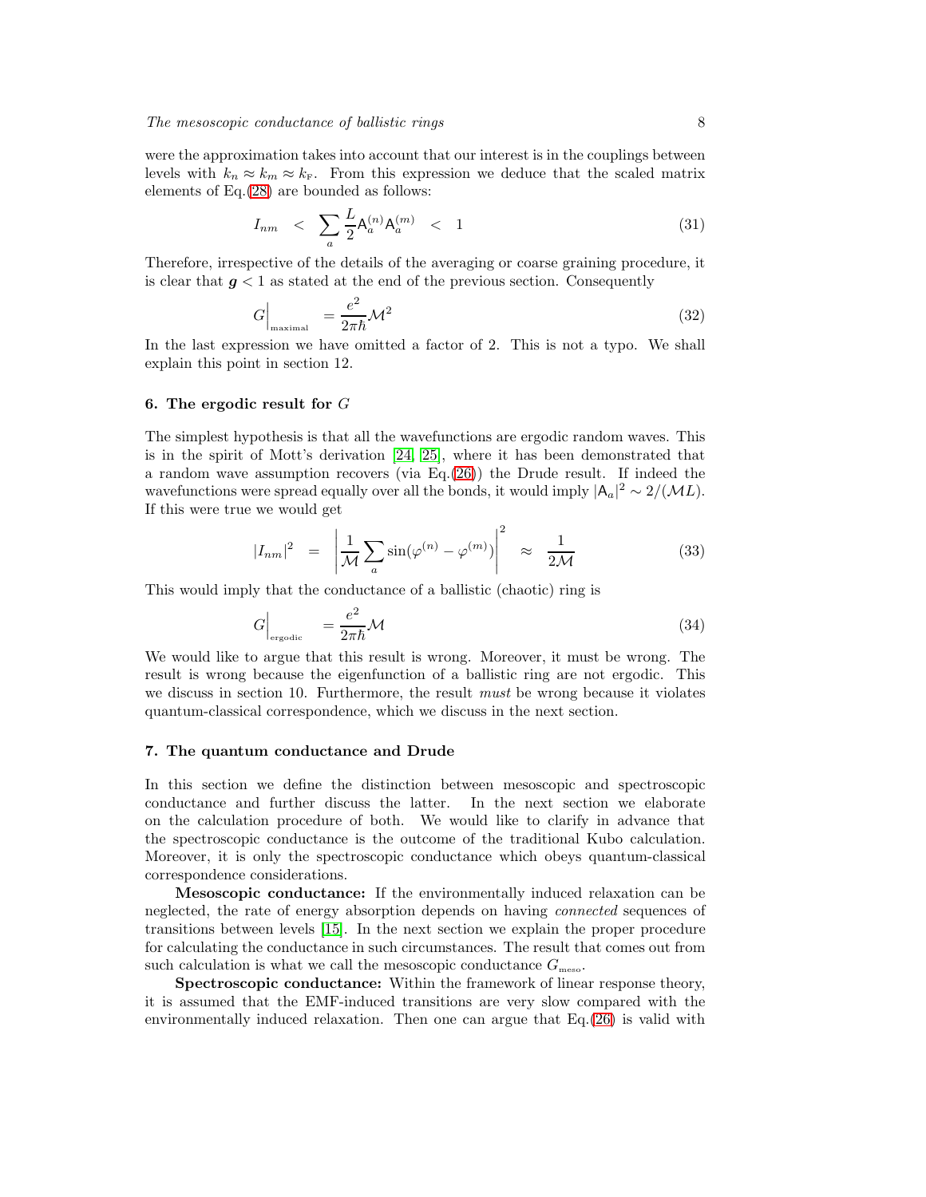were the approximation takes into account that our interest is in the couplings between levels with $k_n \approx k_m \approx k_{\mathrm{F}}$. From this expression we deduce that the scaled matrix elements of Eq.(28) are bounded as follows:

$$I_{nm} \quad < \quad \sum_a \frac{L}{2} \mathsf{A}_a^{(n)} \mathsf{A}_a^{(m)} \quad < \quad 1 \tag{31}$$

Therefore, irrespective of the details of the averaging or coarse graining procedure, it is clear that $\boldsymbol{g} < 1$ as stated at the end of the previous section. Consequently

$$G\Big|_{\mathrm{maximal}} = \frac{e^2}{2\pi\hbar}\mathcal{M}^2 \tag{32}$$

In the last expression we have omitted a factor of 2. This is not a typo. We shall explain this point in section 12.

## 6. The ergodic result for $G$

The simplest hypothesis is that all the wavefunctions are ergodic random waves. This is in the spirit of Mott's derivation [24, 25], where it has been demonstrated that a random wave assumption recovers (via Eq.(26)) the Drude result. If indeed the wavefunctions were spread equally over all the bonds, it would imply $|\mathsf{A}_a|^2 \sim 2/(\mathcal{M}L)$. If this were true we would get

$$|I_{nm}|^2 \quad = \quad \left| \frac{1}{\mathcal{M}} \sum_a \sin(\varphi^{(n)} - \varphi^{(m)}) \right|^2 \quad \approx \quad \frac{1}{2\mathcal{M}} \tag{33}$$

This would imply that the conductance of a ballistic (chaotic) ring is

$$G\Big|_{\mathrm{ergodic}} = \frac{e^2}{2\pi\hbar}\mathcal{M} \tag{34}$$

We would like to argue that this result is wrong. Moreover, it must be wrong. The result is wrong because the eigenfunction of a ballistic ring are not ergodic. This we discuss in section 10. Furthermore, the result *must* be wrong because it violates quantum-classical correspondence, which we discuss in the next section.

## 7. The quantum conductance and Drude

In this section we define the distinction between mesoscopic and spectroscopic conductance and further discuss the latter. In the next section we elaborate on the calculation procedure of both. We would like to clarify in advance that the spectroscopic conductance is the outcome of the traditional Kubo calculation. Moreover, it is only the spectroscopic conductance which obeys quantum-classical correspondence considerations.

**Mesoscopic conductance:** If the environmentally induced relaxation can be neglected, the rate of energy absorption depends on having *connected* sequences of transitions between levels [15]. In the next section we explain the proper procedure for calculating the conductance in such circumstances. The result that comes out from such calculation is what we call the mesoscopic conductance $G_{\mathrm{meso}}$.

**Spectroscopic conductance:** Within the framework of linear response theory, it is assumed that the EMF-induced transitions are very slow compared with the environmentally induced relaxation. Then one can argue that Eq.(26) is valid with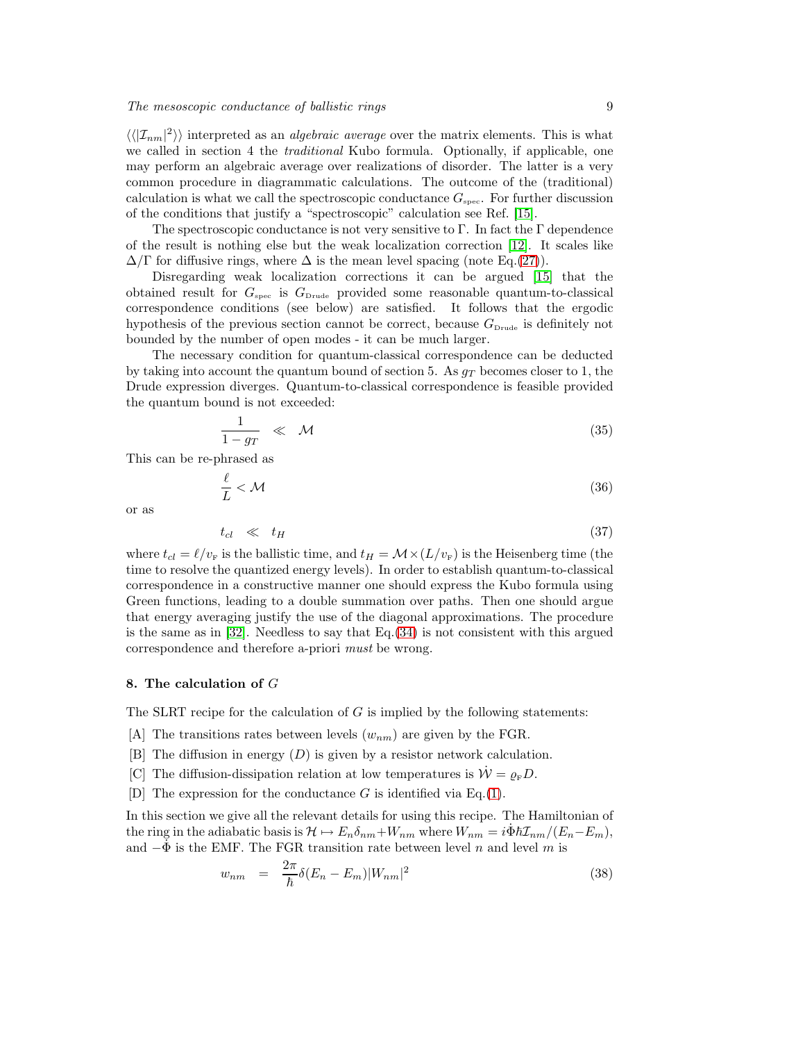$\langle\langle|\mathcal{I}_{nm}|^2\rangle\rangle$ interpreted as an *algebraic average* over the matrix elements. This is what we called in section 4 the *traditional* Kubo formula. Optionally, if applicable, one may perform an algebraic average over realizations of disorder. The latter is a very common procedure in diagrammatic calculations. The outcome of the (traditional) calculation is what we call the spectroscopic conductance $G_{\text{spec}}$. For further discussion of the conditions that justify a "spectroscopic" calculation see Ref. [15].

The spectroscopic conductance is not very sensitive to $\Gamma$. In fact the $\Gamma$ dependence of the result is nothing else but the weak localization correction [12]. It scales like $\Delta/\Gamma$ for diffusive rings, where $\Delta$ is the mean level spacing (note Eq.(27)).

Disregarding weak localization corrections it can be argued [15] that the obtained result for $G_{\text{spec}}$ is $G_{\text{Drude}}$ provided some reasonable quantum-to-classical correspondence conditions (see below) are satisfied. It follows that the ergodic hypothesis of the previous section cannot be correct, because $G_{\text{Drude}}$ is definitely not bounded by the number of open modes - it can be much larger.

The necessary condition for quantum-classical correspondence can be deducted by taking into account the quantum bound of section 5. As $g_T$ becomes closer to 1, the Drude expression diverges. Quantum-to-classical correspondence is feasible provided the quantum bound is not exceeded:

$$\frac{1}{1-g_T} \ll \mathcal{M} \tag{35}$$

This can be re-phrased as

$$\frac{\ell}{L} < \mathcal{M} \tag{36}$$

or as

$$t_{cl} \ll t_H \tag{37}$$

where $t_{cl} = \ell/v_{\text{F}}$ is the ballistic time, and $t_H = \mathcal{M}\times(L/v_{\text{F}})$ is the Heisenberg time (the time to resolve the quantized energy levels). In order to establish quantum-to-classical correspondence in a constructive manner one should express the Kubo formula using Green functions, leading to a double summation over paths. Then one should argue that energy averaging justify the use of the diagonal approximations. The procedure is the same as in [32]. Needless to say that Eq.(34) is not consistent with this argued correspondence and therefore a-priori *must* be wrong.

## 8. The calculation of $G$

The SLRT recipe for the calculation of $G$ is implied by the following statements:

[A] The transitions rates between levels ($w_{nm}$) are given by the FGR.

[B] The diffusion in energy ($D$) is given by a resistor network calculation.

[C] The diffusion-dissipation relation at low temperatures is $\dot{\mathcal{W}} = \varrho_{\text{F}} D$.

[D] The expression for the conductance $G$ is identified via Eq.(1).

In this section we give all the relevant details for using this recipe. The Hamiltonian of the ring in the adiabatic basis is $\mathcal{H} \mapsto E_n\delta_{nm} + W_{nm}$ where $W_{nm} = i\dot{\Phi}\hbar\mathcal{I}_{nm}/(E_n - E_m)$, and $-\dot{\Phi}$ is the EMF. The FGR transition rate between level $n$ and level $m$ is

$$w_{nm} = \frac{2\pi}{\hbar}\delta(E_n - E_m)|W_{nm}|^2 \tag{38}$$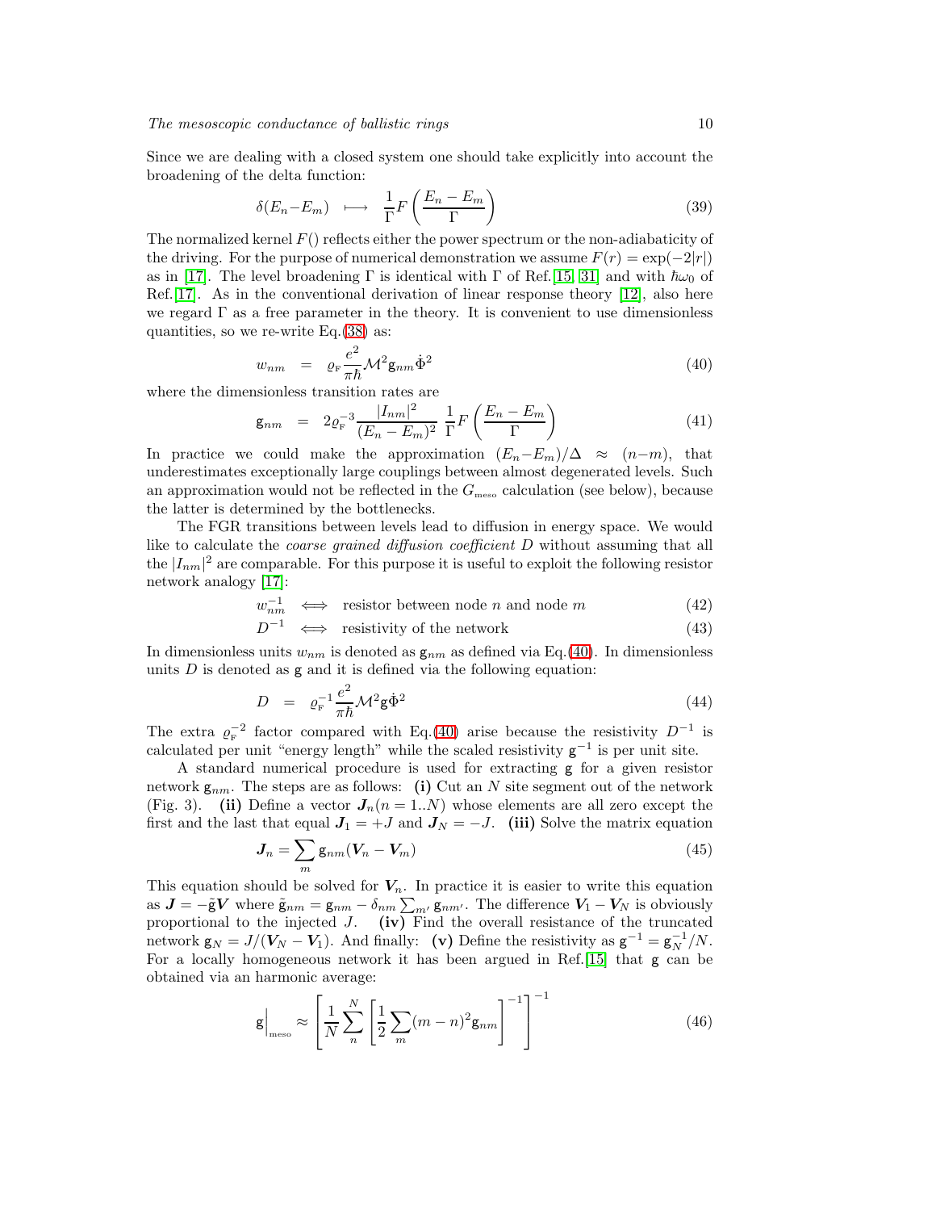Since we are dealing with a closed system one should take explicitly into account the broadening of the delta function:

$$\delta(E_n - E_m) \quad \longmapsto \quad \frac{1}{\Gamma} F\left(\frac{E_n - E_m}{\Gamma}\right) \tag{39}$$

The normalized kernel $F()$ reflects either the power spectrum or the non-adiabaticity of the driving. For the purpose of numerical demonstration we assume $F(r) = \exp(-2|r|)$ as in [17]. The level broadening $\Gamma$ is identical with $\Gamma$ of Ref.[15, 31] and with $\hbar\omega_0$ of Ref.[17]. As in the conventional derivation of linear response theory [12], also here we regard $\Gamma$ as a free parameter in the theory. It is convenient to use dimensionless quantities, so we re-write Eq.(38) as:

$$w_{nm} \quad = \quad \varrho_{\text{F}} \frac{e^2}{\pi\hbar} \mathcal{M}^2 \mathsf{g}_{nm} \dot{\Phi}^2 \tag{40}$$

where the dimensionless transition rates are

$$\mathsf{g}_{nm} \quad = \quad 2\varrho_{\text{F}}^{-3} \frac{|I_{nm}|^2}{(E_n - E_m)^2} \, \frac{1}{\Gamma} F\left(\frac{E_n - E_m}{\Gamma}\right) \tag{41}$$

In practice we could make the approximation $(E_n - E_m)/\Delta \approx (n-m)$, that underestimates exceptionally large couplings between almost degenerated levels. Such an approximation would not be reflected in the $G_{\text{meso}}$ calculation (see below), because the latter is determined by the bottlenecks.

The FGR transitions between levels lead to diffusion in energy space. We would like to calculate the *coarse grained diffusion coefficient* $D$ without assuming that all the $|I_{nm}|^2$ are comparable. For this purpose it is useful to exploit the following resistor network analogy [17]:

$$w_{nm}^{-1} \iff \text{resistor between node } n \text{ and node } m \tag{42}$$

$$D^{-1} \iff \text{resistivity of the network} \tag{43}$$

In dimensionless units $w_{nm}$ is denoted as $\mathsf{g}_{nm}$ as defined via Eq.(40). In dimensionless units $D$ is denoted as $\mathsf{g}$ and it is defined via the following equation:

$$D \quad = \quad \varrho_{\text{F}}^{-1} \frac{e^2}{\pi\hbar} \mathcal{M}^2 \mathsf{g} \dot{\Phi}^2 \tag{44}$$

The extra $\varrho_{\text{F}}^{-2}$ factor compared with Eq.(40) arise because the resistivity $D^{-1}$ is calculated per unit "energy length" while the scaled resistivity $\mathsf{g}^{-1}$ is per unit site.

A standard numerical procedure is used for extracting $\mathsf{g}$ for a given resistor network $\mathsf{g}_{nm}$. The steps are as follows: **(i)** Cut an $N$ site segment out of the network (Fig. 3). **(ii)** Define a vector $\boldsymbol{J}_n (n = 1..N)$ whose elements are all zero except the first and the last that equal $\boldsymbol{J}_1 = +J$ and $\boldsymbol{J}_N = -J$. **(iii)** Solve the matrix equation

$$\boldsymbol{J}_n = \sum_m \mathsf{g}_{nm}(\boldsymbol{V}_n - \boldsymbol{V}_m) \tag{45}$$

This equation should be solved for $\boldsymbol{V}_n$. In practice it is easier to write this equation as $\boldsymbol{J} = -\tilde{\mathsf{g}}\boldsymbol{V}$ where $\tilde{\mathsf{g}}_{nm} = \mathsf{g}_{nm} - \delta_{nm}\sum_{m'} \mathsf{g}_{nm'}$. The difference $\boldsymbol{V}_1 - \boldsymbol{V}_N$ is obviously proportional to the injected $J$. **(iv)** Find the overall resistance of the truncated network $\mathsf{g}_N = J/(\boldsymbol{V}_N - \boldsymbol{V}_1)$. And finally: **(v)** Define the resistivity as $\mathsf{g}^{-1} = \mathsf{g}_N^{-1}/N$. For a locally homogeneous network it has been argued in Ref.[15] that $\mathsf{g}$ can be obtained via an harmonic average:

$$\mathsf{g}\Big|_{\text{meso}} \approx \left[\frac{1}{N}\sum_n^N \left[\frac{1}{2}\sum_m (m-n)^2 \mathsf{g}_{nm}\right]^{-1}\right]^{-1} \tag{46}$$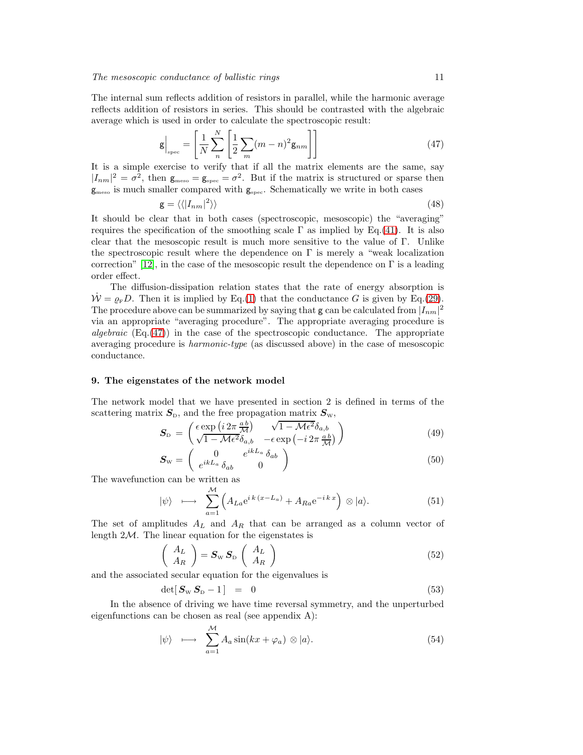The internal sum reflects addition of resistors in parallel, while the harmonic average reflects addition of resistors in series. This should be contrasted with the algebraic average which is used in order to calculate the spectroscopic result:

$$\mathsf{g}\Big|_{\text{spec}} = \left[\frac{1}{N}\sum_{n}^{N}\left[\frac{1}{2}\sum_{m}(m-n)^2\mathsf{g}_{nm}\right]\right] \tag{47}$$

It is a simple exercise to verify that if all the matrix elements are the same, say $|I_{nm}|^2 = \sigma^2$, then $\mathsf{g}_{\text{meso}} = \mathsf{g}_{\text{spec}} = \sigma^2$. But if the matrix is structured or sparse then $\mathsf{g}_{\text{meso}}$ is much smaller compared with $\mathsf{g}_{\text{spec}}$. Schematically we write in both cases

$$\mathsf{g} = \langle\langle |I_{nm}|^2 \rangle\rangle \tag{48}$$

It should be clear that in both cases (spectroscopic, mesoscopic) the "averaging" requires the specification of the smoothing scale $\Gamma$ as implied by Eq.(41). It is also clear that the mesoscopic result is much more sensitive to the value of $\Gamma$. Unlike the spectroscopic result where the dependence on $\Gamma$ is merely a "weak localization correction" [12], in the case of the mesoscopic result the dependence on $\Gamma$ is a leading order effect.

The diffusion-dissipation relation states that the rate of energy absorption is $\dot{\mathcal{W}} = \varrho_{\text{F}} D$. Then it is implied by Eq.(1) that the conductance $G$ is given by Eq.(29). The procedure above can be summarized by saying that $\mathsf{g}$ can be calculated from $|I_{nm}|^2$ via an appropriate "averaging procedure". The appropriate averaging procedure is *algebraic* (Eq.(47)) in the case of the spectroscopic conductance. The appropriate averaging procedure is *harmonic-type* (as discussed above) in the case of mesoscopic conductance.

## 9. The eigenstates of the network model

The network model that we have presented in section 2 is defined in terms of the scattering matrix $\boldsymbol{S}_{\text{D}}$, and the free propagation matrix $\boldsymbol{S}_{\text{W}}$,

$$\boldsymbol{S}_{\text{D}} = \begin{pmatrix} \epsilon \exp\left(i\,2\pi\,\frac{a\,b}{\mathcal{M}}\right) & \sqrt{1-\mathcal{M}\epsilon^2}\delta_{a,b} \\ \sqrt{1-\mathcal{M}\epsilon^2}\delta_{a,b} & -\epsilon\exp\left(-i\,2\pi\,\frac{a\,b}{\mathcal{M}}\right) \end{pmatrix} \tag{49}$$

$$\boldsymbol{S}_{\text{W}} = \begin{pmatrix} 0 & e^{ikL_a}\,\delta_{ab} \\ e^{ikL_a}\,\delta_{ab} & 0 \end{pmatrix} \tag{50}$$

The wavefunction can be written as

$$|\psi\rangle \quad\longmapsto\quad \sum_{a=1}^{\mathcal{M}}\left(A_{La}\mathrm{e}^{i\,k\,(x-L_a)} + A_{Ra}\mathrm{e}^{-i\,k\,x}\right)\otimes|a\rangle. \tag{51}$$

The set of amplitudes $A_L$ and $A_R$ that can be arranged as a column vector of length $2\mathcal{M}$. The linear equation for the eigenstates is

$$\begin{pmatrix} A_L \\ A_R \end{pmatrix} = \boldsymbol{S}_{\text{W}}\,\boldsymbol{S}_{\text{D}}\begin{pmatrix} A_L \\ A_R \end{pmatrix} \tag{52}$$

and the associated secular equation for the eigenvalues is

$$\det[\,\boldsymbol{S}_{\text{W}}\,\boldsymbol{S}_{\text{D}} - 1\,] \quad=\quad 0 \tag{53}$$

In the absence of driving we have time reversal symmetry, and the unperturbed eigenfunctions can be chosen as real (see appendix A):

$$|\psi\rangle \quad\longmapsto\quad \sum_{a=1}^{\mathcal{M}} A_a\sin(kx+\varphi_a)\,\otimes|a\rangle. \tag{54}$$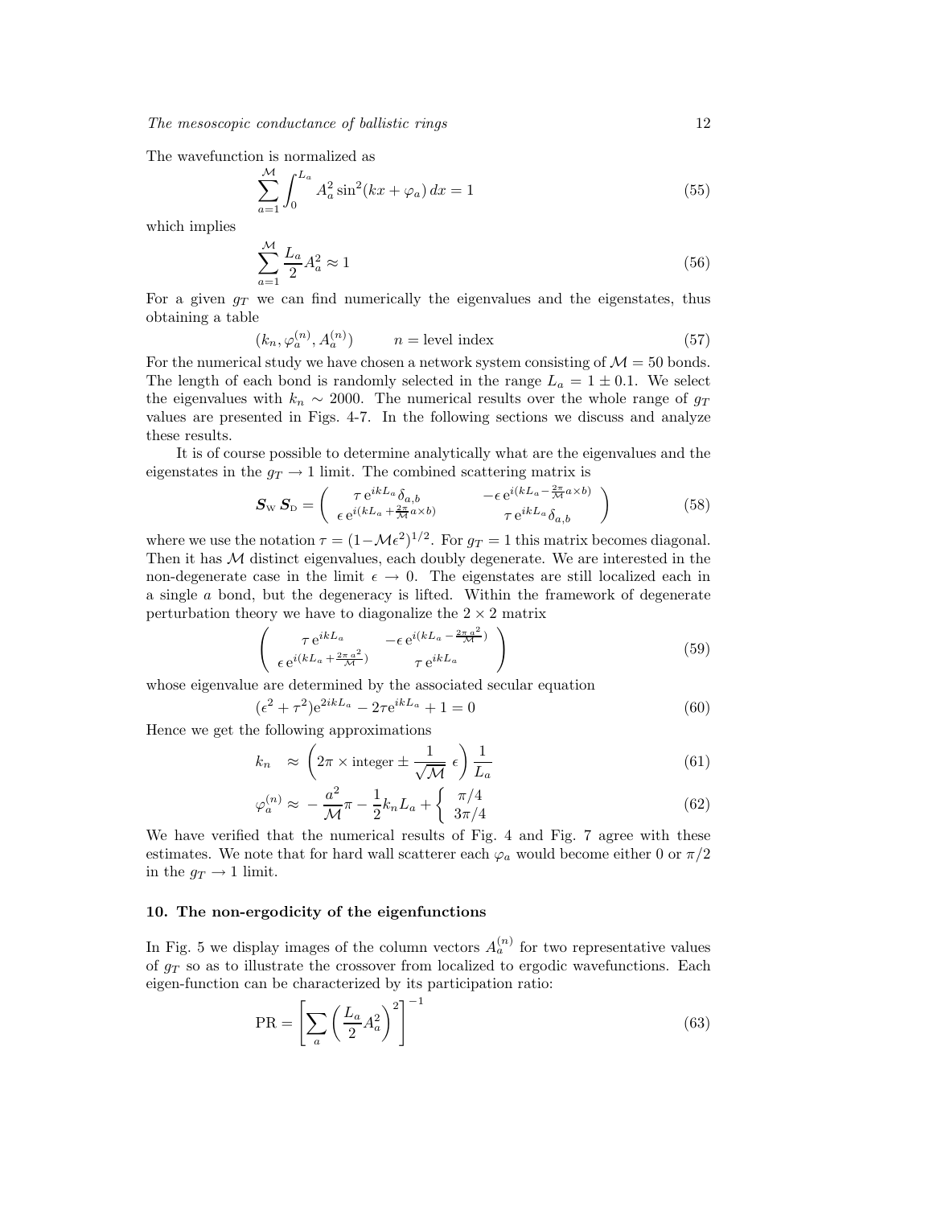The wavefunction is normalized as

$$\sum_{a=1}^{\mathcal{M}} \int_0^{L_a} A_a^2 \sin^2(kx+\varphi_a)\, dx = 1 \tag{55}$$

which implies

$$\sum_{a=1}^{\mathcal{M}} \frac{L_a}{2} A_a^2 \approx 1 \tag{56}$$

For a given $g_T$ we can find numerically the eigenvalues and the eigenstates, thus obtaining a table

$$(k_n, \varphi_a^{(n)}, A_a^{(n)}) \qquad n = \text{level index} \tag{57}$$

For the numerical study we have chosen a network system consisting of $\mathcal{M} = 50$ bonds. The length of each bond is randomly selected in the range $L_a = 1 \pm 0.1$. We select the eigenvalues with $k_n \sim 2000$. The numerical results over the whole range of $g_T$ values are presented in Figs. 4-7. In the following sections we discuss and analyze these results.

It is of course possible to determine analytically what are the eigenvalues and the eigenstates in the $g_T \to 1$ limit. The combined scattering matrix is

$$\boldsymbol{S}_{\mathrm{W}}\, \boldsymbol{S}_{\mathrm{D}} = \begin{pmatrix} \tau\, \mathrm{e}^{ikL_a} \delta_{a,b} & -\epsilon\, \mathrm{e}^{i(kL_a - \frac{2\pi}{\mathcal{M}} a\times b)} \\ \epsilon\, \mathrm{e}^{i(kL_a + \frac{2\pi}{\mathcal{M}} a\times b)} & \tau\, \mathrm{e}^{ikL_a} \delta_{a,b} \end{pmatrix} \tag{58}$$

where we use the notation $\tau = (1-\mathcal{M}\epsilon^2)^{1/2}$. For $g_T = 1$ this matrix becomes diagonal. Then it has $\mathcal{M}$ distinct eigenvalues, each doubly degenerate. We are interested in the non-degenerate case in the limit $\epsilon \to 0$. The eigenstates are still localized each in a single $a$ bond, but the degeneracy is lifted. Within the framework of degenerate perturbation theory we have to diagonalize the $2 \times 2$ matrix

$$\begin{pmatrix} \tau\, \mathrm{e}^{ikL_a} & -\epsilon\, \mathrm{e}^{i(kL_a - \frac{2\pi a^2}{\mathcal{M}})} \\ \epsilon\, \mathrm{e}^{i(kL_a + \frac{2\pi a^2}{\mathcal{M}})} & \tau\, \mathrm{e}^{ikL_a} \end{pmatrix} \tag{59}$$

whose eigenvalue are determined by the associated secular equation

$$(\epsilon^2 + \tau^2)\mathrm{e}^{2ikL_a} - 2\tau \mathrm{e}^{ikL_a} + 1 = 0 \tag{60}$$

Hence we get the following approximations

$$k_n \;\approx\; \left(2\pi \times \text{integer} \pm \frac{1}{\sqrt{\mathcal{M}}}\, \epsilon\right) \frac{1}{L_a} \tag{61}$$

$$\varphi_a^{(n)} \approx\, -\frac{a^2}{\mathcal{M}}\pi - \frac{1}{2} k_n L_a + \begin{cases} \pi/4 \\ 3\pi/4 \end{cases} \tag{62}$$

We have verified that the numerical results of Fig. 4 and Fig. 7 agree with these estimates. We note that for hard wall scatterer each $\varphi_a$ would become either 0 or $\pi/2$ in the $g_T \to 1$ limit.

## 10. The non-ergodicity of the eigenfunctions

In Fig. 5 we display images of the column vectors $A_a^{(n)}$ for two representative values of $g_T$ so as to illustrate the crossover from localized to ergodic wavefunctions. Each eigen-function can be characterized by its participation ratio:

$$\mathrm{PR} = \left[ \sum_a \left( \frac{L_a}{2} A_a^2 \right)^2 \right]^{-1} \tag{63}$$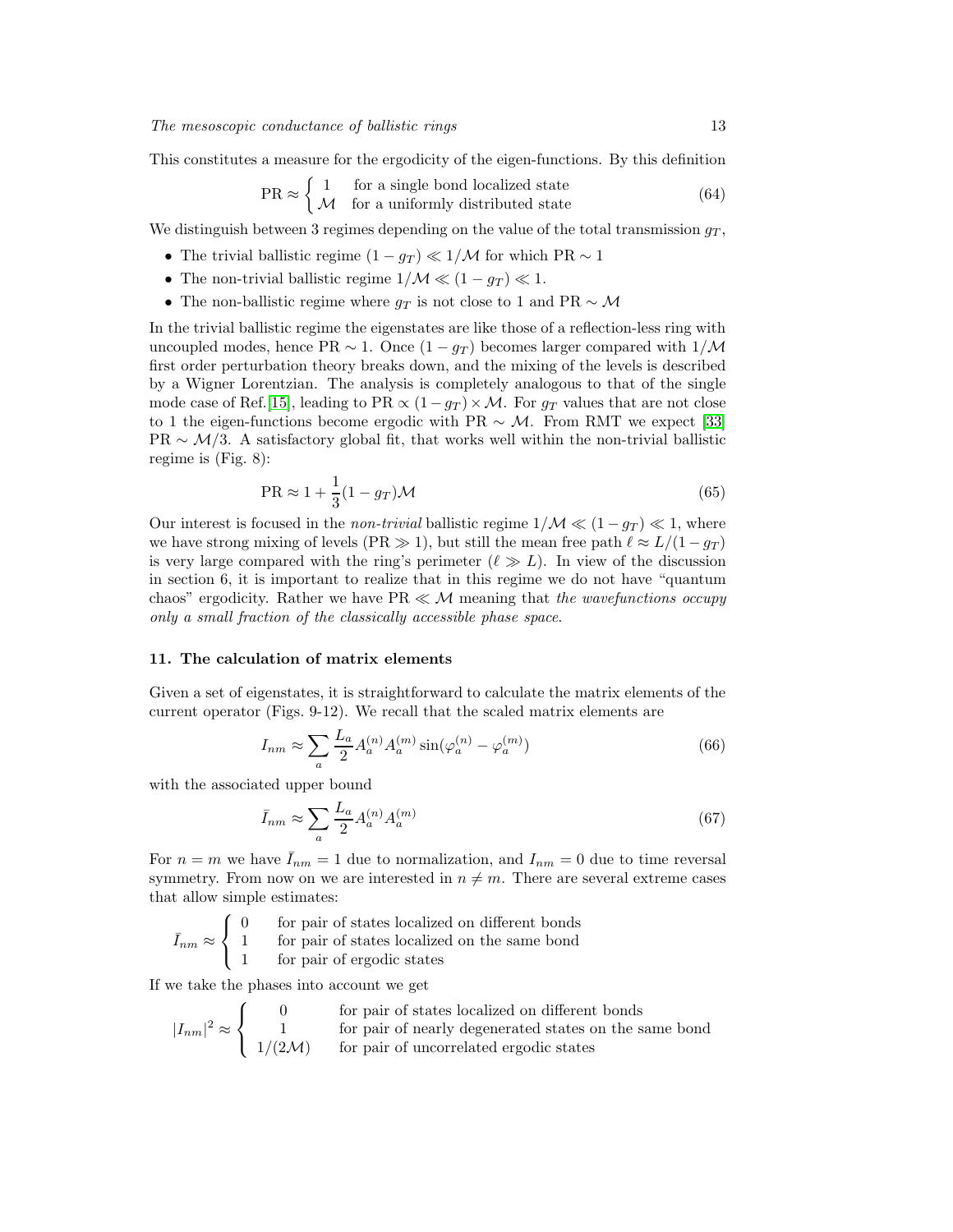This constitutes a measure for the ergodicity of the eigen-functions. By this definition

$$\mathrm{PR} \approx \begin{cases} 1 & \text{for a single bond localized state} \\ \mathcal{M} & \text{for a uniformly distributed state} \end{cases} \tag{64}$$

We distinguish between 3 regimes depending on the value of the total transmission $g_T$,

- The trivial ballistic regime $(1-g_T) \ll 1/\mathcal{M}$ for which $\mathrm{PR} \sim 1$
- The non-trivial ballistic regime $1/\mathcal{M} \ll (1-g_T) \ll 1$.
- The non-ballistic regime where $g_T$ is not close to 1 and $\mathrm{PR} \sim \mathcal{M}$

In the trivial ballistic regime the eigenstates are like those of a reflection-less ring with uncoupled modes, hence $\mathrm{PR} \sim 1$. Once $(1-g_T)$ becomes larger compared with $1/\mathcal{M}$ first order perturbation theory breaks down, and the mixing of the levels is described by a Wigner Lorentzian. The analysis is completely analogous to that of the single mode case of Ref.[15], leading to $\mathrm{PR} \propto (1-g_T) \times \mathcal{M}$. For $g_T$ values that are not close to 1 the eigen-functions become ergodic with $\mathrm{PR} \sim \mathcal{M}$. From RMT we expect [33] $\mathrm{PR} \sim \mathcal{M}/3$. A satisfactory global fit, that works well within the non-trivial ballistic regime is (Fig. 8):

$$\mathrm{PR} \approx 1 + \frac{1}{3}(1-g_T)\mathcal{M} \tag{65}$$

Our interest is focused in the *non-trivial* ballistic regime $1/\mathcal{M} \ll (1-g_T) \ll 1$, where we have strong mixing of levels ($\mathrm{PR} \gg 1$), but still the mean free path $\ell \approx L/(1-g_T)$ is very large compared with the ring's perimeter ($\ell \gg L$). In view of the discussion in section 6, it is important to realize that in this regime we do not have "quantum chaos" ergodicity. Rather we have $\mathrm{PR} \ll \mathcal{M}$ meaning that *the wavefunctions occupy only a small fraction of the classically accessible phase space*.

## 11. The calculation of matrix elements

Given a set of eigenstates, it is straightforward to calculate the matrix elements of the current operator (Figs. 9-12). We recall that the scaled matrix elements are

$$I_{nm} \approx \sum_a \frac{L_a}{2} A_a^{(n)} A_a^{(m)} \sin(\varphi_a^{(n)} - \varphi_a^{(m)}) \tag{66}$$

with the associated upper bound

$$\bar{I}_{nm} \approx \sum_a \frac{L_a}{2} A_a^{(n)} A_a^{(m)} \tag{67}$$

For $n = m$ we have $\bar{I}_{nm} = 1$ due to normalization, and $I_{nm} = 0$ due to time reversal symmetry. From now on we are interested in $n \neq m$. There are several extreme cases that allow simple estimates:

$$\bar{I}_{nm} \approx \begin{cases} 0 & \text{for pair of states localized on different bonds} \\ 1 & \text{for pair of states localized on the same bond} \\ 1 & \text{for pair of ergodic states} \end{cases}$$

If we take the phases into account we get

$$|I_{nm}|^2 \approx \begin{cases} 0 & \text{for pair of states localized on different bonds} \\ 1 & \text{for pair of nearly degenerated states on the same bond} \\ 1/(2\mathcal{M}) & \text{for pair of uncorrelated ergodic states} \end{cases}$$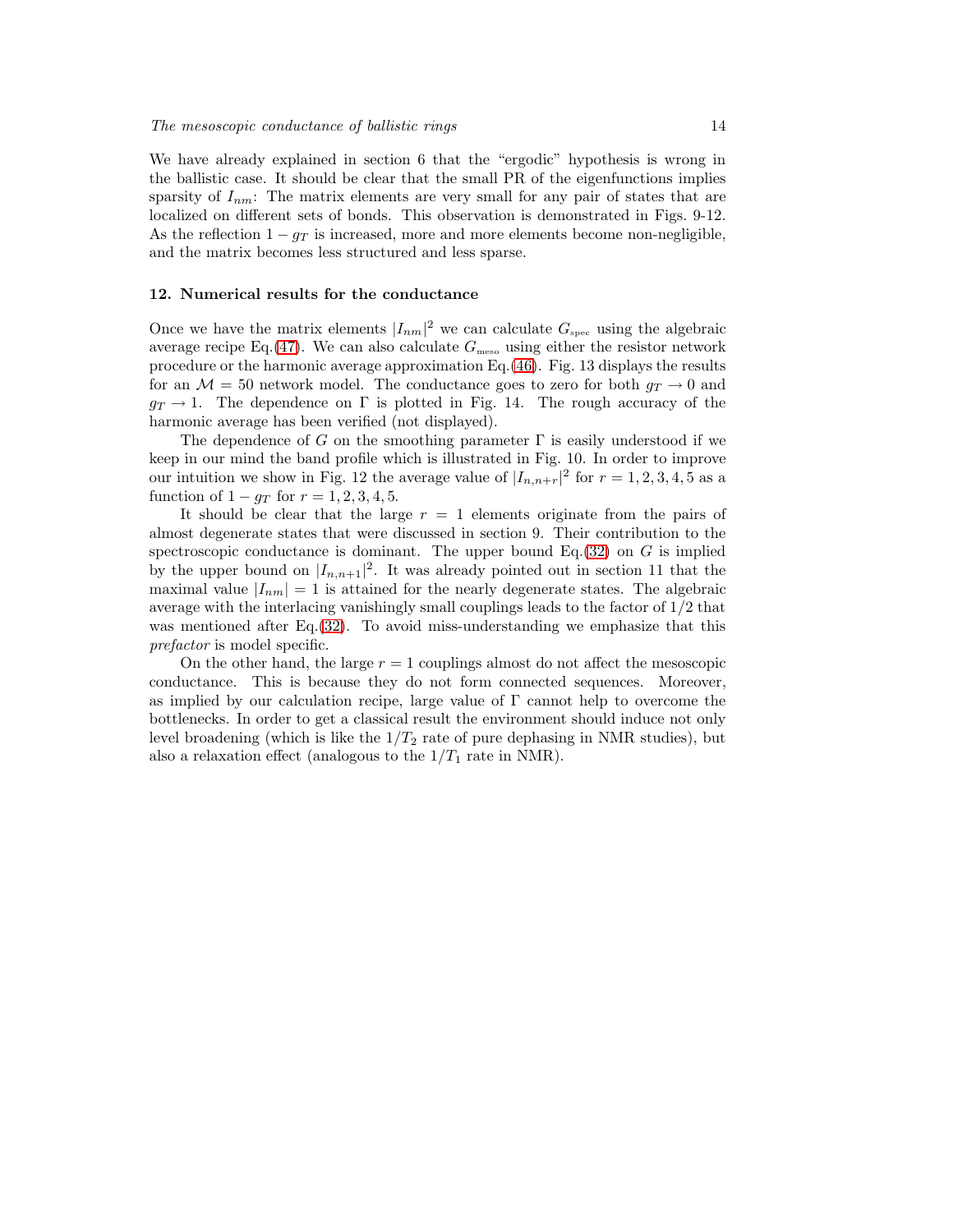We have already explained in section 6 that the "ergodic" hypothesis is wrong in the ballistic case. It should be clear that the small PR of the eigenfunctions implies sparsity of $I_{nm}$: The matrix elements are very small for any pair of states that are localized on different sets of bonds. This observation is demonstrated in Figs. 9-12. As the reflection $1 - g_T$ is increased, more and more elements become non-negligible, and the matrix becomes less structured and less sparse.

## 12. Numerical results for the conductance

Once we have the matrix elements $|I_{nm}|^2$ we can calculate $G_{\text{spec}}$ using the algebraic average recipe Eq.(47). We can also calculate $G_{\text{meso}}$ using either the resistor network procedure or the harmonic average approximation Eq.(46). Fig. 13 displays the results for an $\mathcal{M} = 50$ network model. The conductance goes to zero for both $g_T \to 0$ and $g_T \to 1$. The dependence on $\Gamma$ is plotted in Fig. 14. The rough accuracy of the harmonic average has been verified (not displayed).

The dependence of $G$ on the smoothing parameter $\Gamma$ is easily understood if we keep in our mind the band profile which is illustrated in Fig. 10. In order to improve our intuition we show in Fig. 12 the average value of $|I_{n,n+r}|^2$ for $r = 1, 2, 3, 4, 5$ as a function of $1 - g_T$ for $r = 1, 2, 3, 4, 5$.

It should be clear that the large $r = 1$ elements originate from the pairs of almost degenerate states that were discussed in section 9. Their contribution to the spectroscopic conductance is dominant. The upper bound Eq.(32) on $G$ is implied by the upper bound on $|I_{n,n+1}|^2$. It was already pointed out in section 11 that the maximal value $|I_{nm}| = 1$ is attained for the nearly degenerate states. The algebraic average with the interlacing vanishingly small couplings leads to the factor of $1/2$ that was mentioned after Eq.(32). To avoid miss-understanding we emphasize that this *prefactor* is model specific.

On the other hand, the large $r = 1$ couplings almost do not affect the mesoscopic conductance. This is because they do not form connected sequences. Moreover, as implied by our calculation recipe, large value of $\Gamma$ cannot help to overcome the bottlenecks. In order to get a classical result the environment should induce not only level broadening (which is like the $1/T_2$ rate of pure dephasing in NMR studies), but also a relaxation effect (analogous to the $1/T_1$ rate in NMR).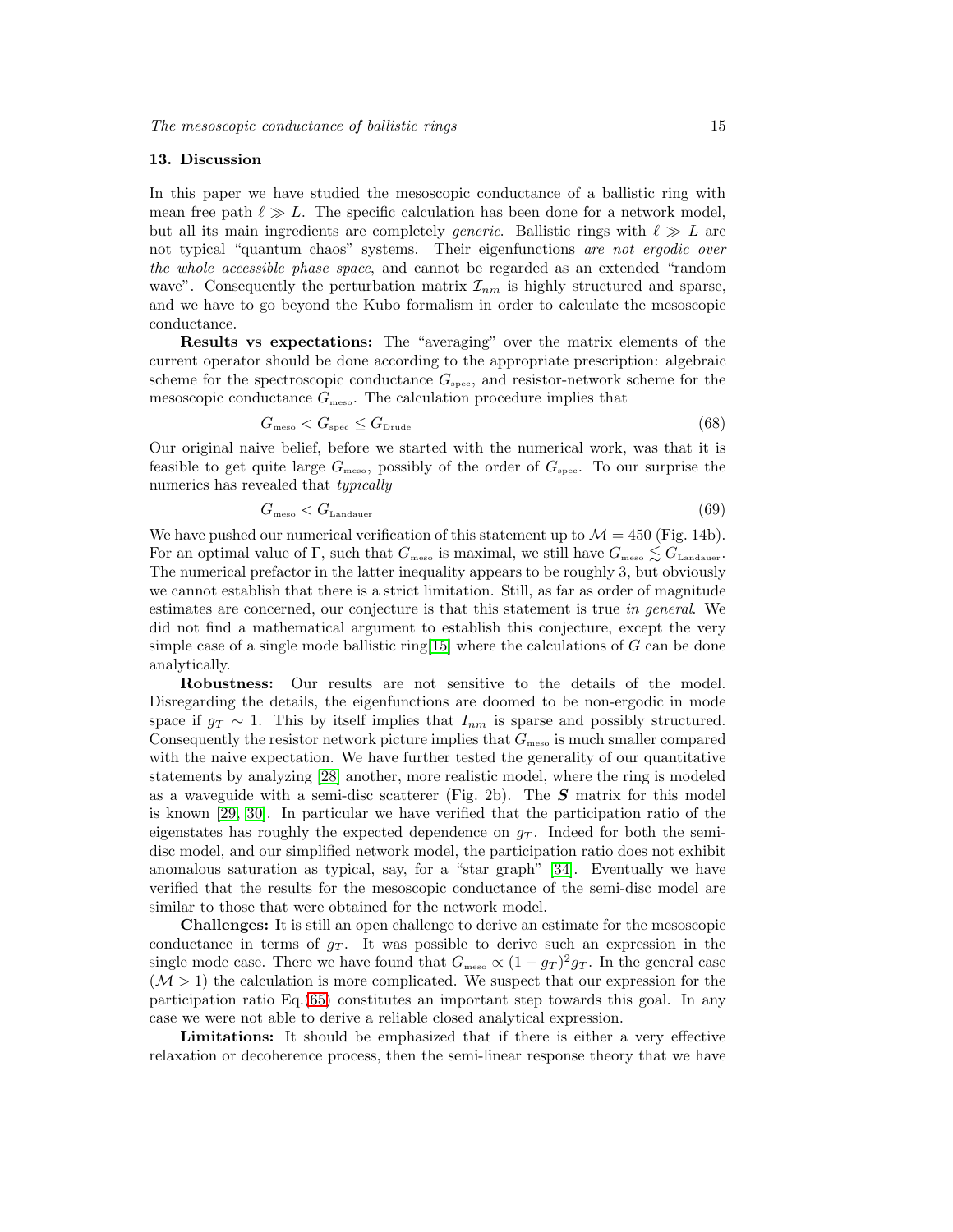## 13. Discussion

In this paper we have studied the mesoscopic conductance of a ballistic ring with mean free path $\ell \gg L$. The specific calculation has been done for a network model, but all its main ingredients are completely *generic*. Ballistic rings with $\ell \gg L$ are not typical "quantum chaos" systems. Their eigenfunctions *are not ergodic over the whole accessible phase space*, and cannot be regarded as an extended "random wave". Consequently the perturbation matrix $\mathcal{I}_{nm}$ is highly structured and sparse, and we have to go beyond the Kubo formalism in order to calculate the mesoscopic conductance.

**Results vs expectations:** The "averaging" over the matrix elements of the current operator should be done according to the appropriate prescription: algebraic scheme for the spectroscopic conductance $G_{\text{spec}}$, and resistor-network scheme for the mesoscopic conductance $G_{\text{meso}}$. The calculation procedure implies that

$$G_{\text{meso}} < G_{\text{spec}} \leq G_{\text{Drude}} \tag{68}$$

Our original naive belief, before we started with the numerical work, was that it is feasible to get quite large $G_{\text{meso}}$, possibly of the order of $G_{\text{spec}}$. To our surprise the numerics has revealed that *typically*

$$G_{\text{meso}} < G_{\text{Landauer}} \tag{69}$$

We have pushed our numerical verification of this statement up to $\mathcal{M} = 450$ (Fig. 14b). For an optimal value of $\Gamma$, such that $G_{\text{meso}}$ is maximal, we still have $G_{\text{meso}} \lesssim G_{\text{Landauer}}$. The numerical prefactor in the latter inequality appears to be roughly 3, but obviously we cannot establish that there is a strict limitation. Still, as far as order of magnitude estimates are concerned, our conjecture is that this statement is true *in general*. We did not find a mathematical argument to establish this conjecture, except the very simple case of a single mode ballistic ring[15] where the calculations of $G$ can be done analytically.

**Robustness:** Our results are not sensitive to the details of the model. Disregarding the details, the eigenfunctions are doomed to be non-ergodic in mode space if $g_T \sim 1$. This by itself implies that $I_{nm}$ is sparse and possibly structured. Consequently the resistor network picture implies that $G_{\text{meso}}$ is much smaller compared with the naive expectation. We have further tested the generality of our quantitative statements by analyzing [28] another, more realistic model, where the ring is modeled as a waveguide with a semi-disc scatterer (Fig. 2b). The $\boldsymbol{S}$ matrix for this model is known [29, 30]. In particular we have verified that the participation ratio of the eigenstates has roughly the expected dependence on $g_T$. Indeed for both the semi-disc model, and our simplified network model, the participation ratio does not exhibit anomalous saturation as typical, say, for a "star graph" [34]. Eventually we have verified that the results for the mesoscopic conductance of the semi-disc model are similar to those that were obtained for the network model.

**Challenges:** It is still an open challenge to derive an estimate for the mesoscopic conductance in terms of $g_T$. It was possible to derive such an expression in the single mode case. There we have found that $G_{\text{meso}} \propto (1-g_T)^2 g_T$. In the general case ($\mathcal{M} > 1$) the calculation is more complicated. We suspect that our expression for the participation ratio Eq.(65) constitutes an important step towards this goal. In any case we were not able to derive a reliable closed analytical expression.

**Limitations:** It should be emphasized that if there is either a very effective relaxation or decoherence process, then the semi-linear response theory that we have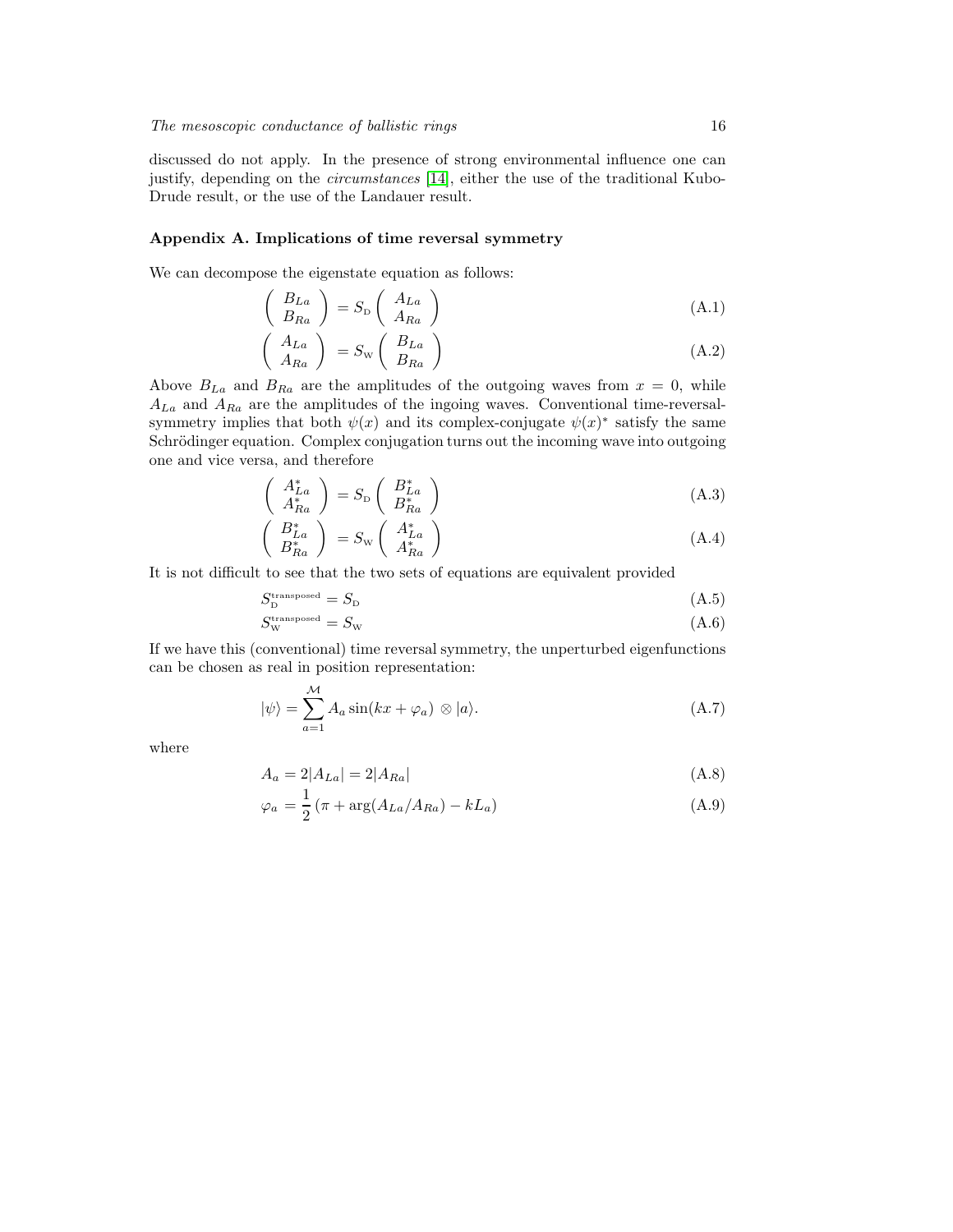discussed do not apply. In the presence of strong environmental influence one can justify, depending on the *circumstances* [14], either the use of the traditional Kubo-Drude result, or the use of the Landauer result.

## Appendix A. Implications of time reversal symmetry

We can decompose the eigenstate equation as follows:

$$\begin{pmatrix} B_{La} \\ B_{Ra} \end{pmatrix} = S_{\mathrm{D}} \begin{pmatrix} A_{La} \\ A_{Ra} \end{pmatrix} \tag{A.1}$$

$$\begin{pmatrix} A_{La} \\ A_{Ra} \end{pmatrix} = S_{\mathrm{W}} \begin{pmatrix} B_{La} \\ B_{Ra} \end{pmatrix} \tag{A.2}$$

Above $B_{La}$ and $B_{Ra}$ are the amplitudes of the outgoing waves from $x = 0$, while $A_{La}$ and $A_{Ra}$ are the amplitudes of the ingoing waves. Conventional time-reversal-symmetry implies that both $\psi(x)$ and its complex-conjugate $\psi(x)^*$ satisfy the same Schrödinger equation. Complex conjugation turns out the incoming wave into outgoing one and vice versa, and therefore

$$\begin{pmatrix} A^*_{La} \\ A^*_{Ra} \end{pmatrix} = S_{\mathrm{D}} \begin{pmatrix} B^*_{La} \\ B^*_{Ra} \end{pmatrix} \tag{A.3}$$

$$\begin{pmatrix} B^*_{La} \\ B^*_{Ra} \end{pmatrix} = S_{\mathrm{W}} \begin{pmatrix} A^*_{La} \\ A^*_{Ra} \end{pmatrix} \tag{A.4}$$

It is not difficult to see that the two sets of equations are equivalent provided

$$S_{\mathrm{D}}^{\mathrm{transposed}} = S_{\mathrm{D}} \tag{A.5}$$

$$S_{\mathrm{W}}^{\mathrm{transposed}} = S_{\mathrm{W}} \tag{A.6}$$

If we have this (conventional) time reversal symmetry, the unperturbed eigenfunctions can be chosen as real in position representation:

$$|\psi\rangle = \sum_{a=1}^{\mathcal{M}} A_a \sin(kx + \varphi_a) \otimes |a\rangle. \tag{A.7}$$

where

$$A_a = 2|A_{La}| = 2|A_{Ra}| \tag{A.8}$$

$$\varphi_a = \frac{1}{2}\left(\pi + \arg(A_{La}/A_{Ra}) - kL_a\right) \tag{A.9}$$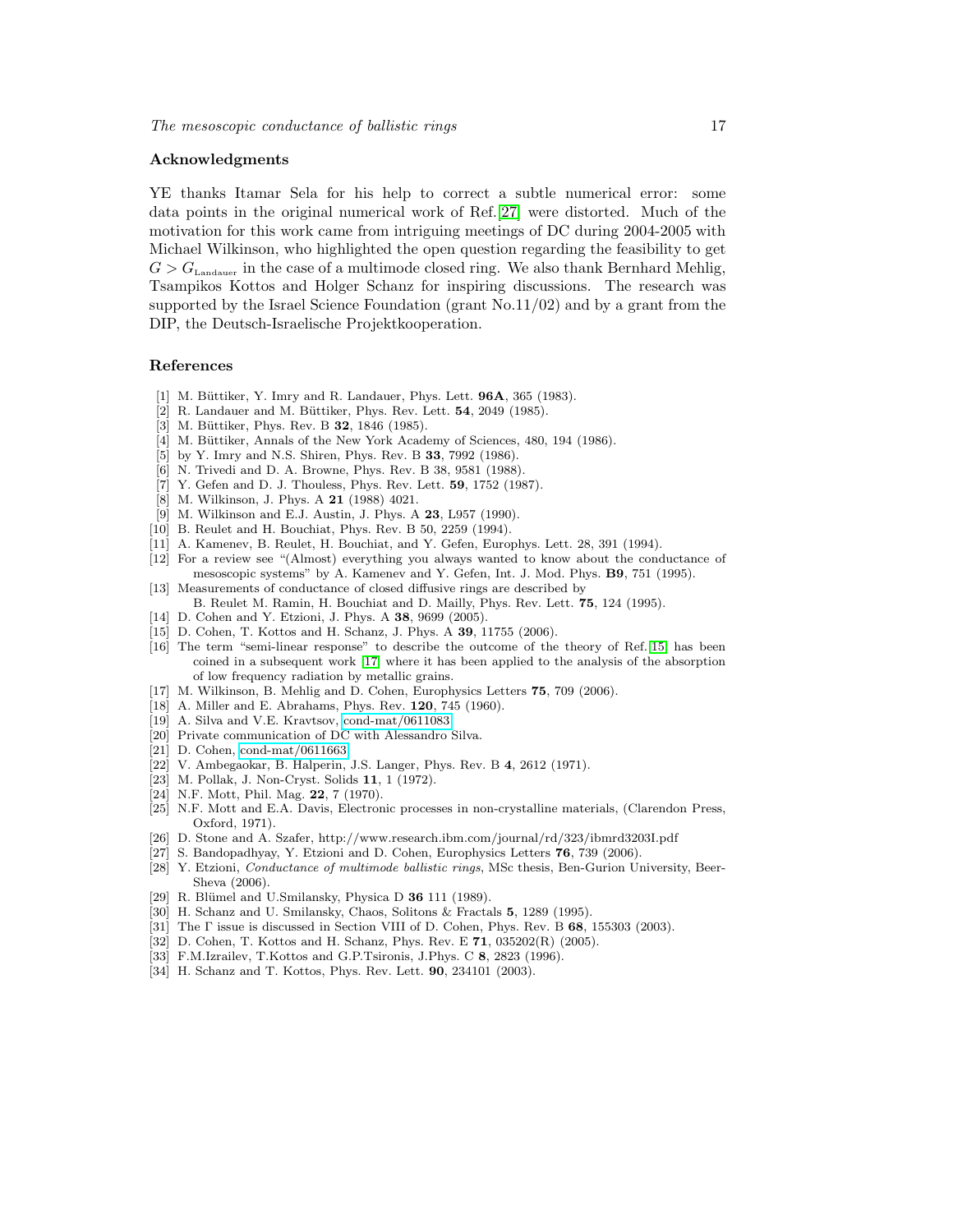## Acknowledgments

YE thanks Itamar Sela for his help to correct a subtle numerical error: some data points in the original numerical work of Ref. [27] were distorted. Much of the motivation for this work came from intriguing meetings of DC during 2004-2005 with Michael Wilkinson, who highlighted the open question regarding the feasibility to get $G > G_{\text{Landauer}}$ in the case of a multimode closed ring. We also thank Bernhard Mehlig, Tsampikos Kottos and Holger Schanz for inspiring discussions. The research was supported by the Israel Science Foundation (grant No.11/02) and by a grant from the DIP, the Deutsch-Israelische Projektkooperation.

## References

[1] M. Büttiker, Y. Imry and R. Landauer, Phys. Lett. **96A**, 365 (1983).
[2] R. Landauer and M. Büttiker, Phys. Rev. Lett. **54**, 2049 (1985).
[3] M. Büttiker, Phys. Rev. B **32**, 1846 (1985).
[4] M. Büttiker, Annals of the New York Academy of Sciences, 480, 194 (1986).
[5] by Y. Imry and N.S. Shiren, Phys. Rev. B **33**, 7992 (1986).
[6] N. Trivedi and D. A. Browne, Phys. Rev. B 38, 9581 (1988).
[7] Y. Gefen and D. J. Thouless, Phys. Rev. Lett. **59**, 1752 (1987).
[8] M. Wilkinson, J. Phys. A **21** (1988) 4021.
[9] M. Wilkinson and E.J. Austin, J. Phys. A **23**, L957 (1990).
[10] B. Reulet and H. Bouchiat, Phys. Rev. B 50, 2259 (1994).
[11] A. Kamenev, B. Reulet, H. Bouchiat, and Y. Gefen, Europhys. Lett. 28, 391 (1994).
[12] For a review see "(Almost) everything you always wanted to know about the conductance of mesoscopic systems" by A. Kamenev and Y. Gefen, Int. J. Mod. Phys. **B9**, 751 (1995).
[13] Measurements of conductance of closed diffusive rings are described by B. Reulet M. Ramin, H. Bouchiat and D. Mailly, Phys. Rev. Lett. **75**, 124 (1995).
[14] D. Cohen and Y. Etzioni, J. Phys. A **38**, 9699 (2005).
[15] D. Cohen, T. Kottos and H. Schanz, J. Phys. A **39**, 11755 (2006).
[16] The term "semi-linear response" to describe the outcome of the theory of Ref. [15] has been coined in a subsequent work [17] where it has been applied to the analysis of the absorption of low frequency radiation by metallic grains.
[17] M. Wilkinson, B. Mehlig and D. Cohen, Europhysics Letters **75**, 709 (2006).
[18] A. Miller and E. Abrahams, Phys. Rev. **120**, 745 (1960).
[19] A. Silva and V.E. Kravtsov, cond-mat/0611083
[20] Private communication of DC with Alessandro Silva.
[21] D. Cohen, cond-mat/0611663
[22] V. Ambegaokar, B. Halperin, J.S. Langer, Phys. Rev. B **4**, 2612 (1971).
[23] M. Pollak, J. Non-Cryst. Solids **11**, 1 (1972).
[24] N.F. Mott, Phil. Mag. **22**, 7 (1970).
[25] N.F. Mott and E.A. Davis, Electronic processes in non-crystalline materials, (Clarendon Press, Oxford, 1971).
[26] D. Stone and A. Szafer, http://www.research.ibm.com/journal/rd/323/ibmrd3203I.pdf
[27] S. Bandopadhyay, Y. Etzioni and D. Cohen, Europhysics Letters **76**, 739 (2006).
[28] Y. Etzioni, *Conductance of multimode ballistic rings*, MSc thesis, Ben-Gurion University, Beer-Sheva (2006).
[29] R. Blümel and U.Smilansky, Physica D **36** 111 (1989).
[30] H. Schanz and U. Smilansky, Chaos, Solitons & Fractals **5**, 1289 (1995).
[31] The Γ issue is discussed in Section VIII of D. Cohen, Phys. Rev. B **68**, 155303 (2003).
[32] D. Cohen, T. Kottos and H. Schanz, Phys. Rev. E **71**, 035202(R) (2005).
[33] F.M.Izrailev, T.Kottos and G.P.Tsironis, J.Phys. C **8**, 2823 (1996).
[34] H. Schanz and T. Kottos, Phys. Rev. Lett. **90**, 234101 (2003).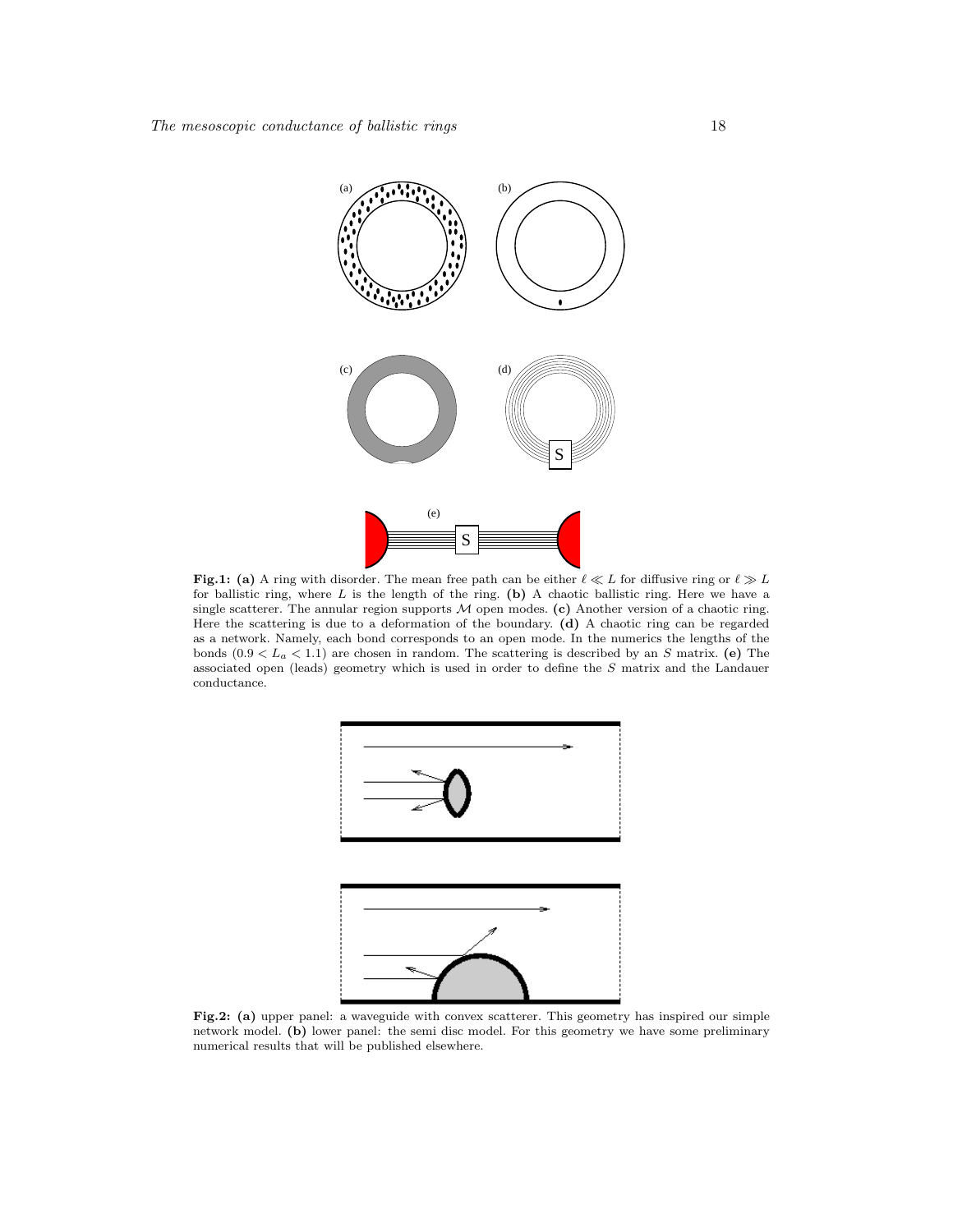(a)

(b)

(c)

(d)

S

(e)

S

**Fig.1:** **(a)** A ring with disorder. The mean free path can be either $\ell \ll L$ for diffusive ring or $\ell \gg L$ for ballistic ring, where $L$ is the length of the ring. **(b)** A chaotic ballistic ring. Here we have a single scatterer. The annular region supports $\mathcal{M}$ open modes. **(c)** Another version of a chaotic ring. Here the scattering is due to a deformation of the boundary. **(d)** A chaotic ring can be regarded as a network. Namely, each bond corresponds to an open mode. In the numerics the lengths of the bonds ($0.9 < L_a < 1.1$) are chosen in random. The scattering is described by an $S$ matrix. **(e)** The associated open (leads) geometry which is used in order to define the $S$ matrix and the Landauer conductance.

**Fig.2:** **(a)** upper panel: a waveguide with convex scatterer. This geometry has inspired our simple network model. **(b)** lower panel: the semi disc model. For this geometry we have some preliminary numerical results that will be published elsewhere.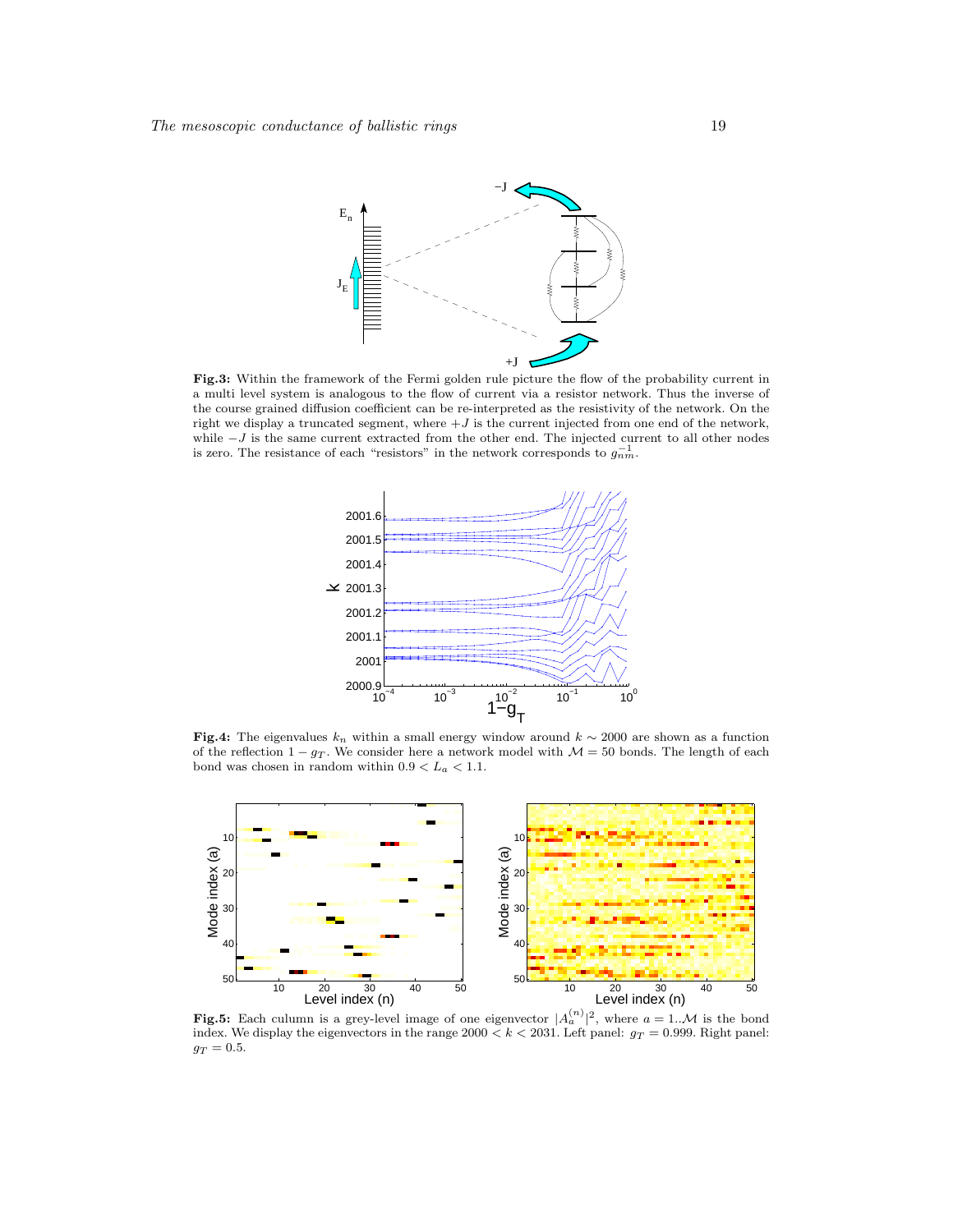−J

$E_n$

$J_E$

+J

**Fig.3:** Within the framework of the Fermi golden rule picture the flow of the probability current in a multi level system is analogous to the flow of current via a resistor network. Thus the inverse of the course grained diffusion coefficient can be re-interpreted as the resistivity of the network. On the right we display a truncated segment, where $+J$ is the current injected from one end of the network, while $-J$ is the same current extracted from the other end. The injected current to all other nodes is zero. The resistance of each "resistors" in the network corresponds to $g_{nm}^{-1}$.

2001.6
2001.5
2001.4
k 2001.3
2001.2
2001.1
2001
2000.9
$10^{-4}$ $10^{-3}$ $10^{-2}$ $10^{-1}$ $10^{0}$
$1-g_T$

**Fig.4:** The eigenvalues $k_n$ within a small energy window around $k \sim 2000$ are shown as a function of the reflection $1 - g_T$. We consider here a network model with $\mathcal{M} = 50$ bonds. The length of each bond was chosen in random within $0.9 < L_a < 1.1$.

Mode index (a)
10
20
30
40
50
10 20 30 40 50
Level index (n)

Mode index (a)
10
20
30
40
50
10 20 30 40 50
Level index (n)

**Fig.5:** Each column is a grey-level image of one eigenvector $|A_a^{(n)}|^2$, where $a = 1..\mathcal{M}$ is the bond index. We display the eigenvectors in the range $2000 < k < 2031$. Left panel: $g_T = 0.999$. Right panel: $g_T = 0.5$.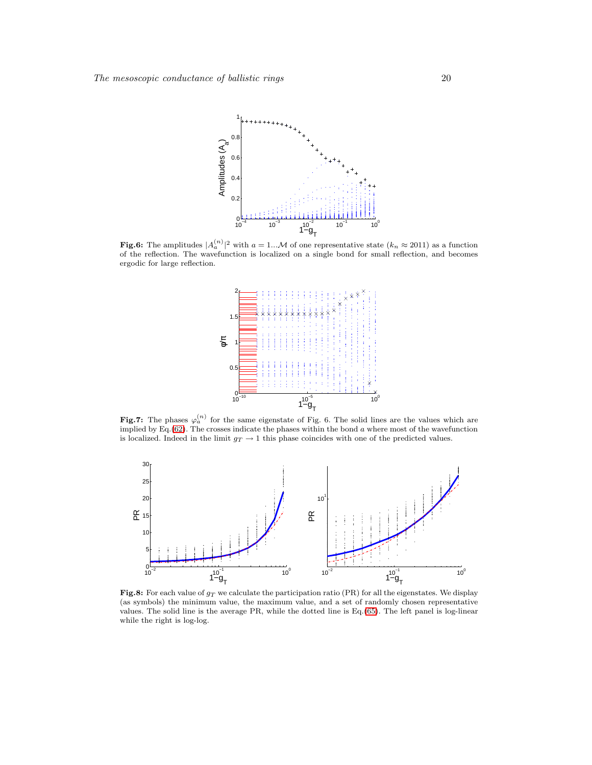Amplitudes $(A_a)$

1

0.8

0.6

0.4

0.2

0

$10^{-4}$ $10^{-3}$ $10^{-2}$ $10^{-1}$ $10^{0}$

$1-g_T$

**Fig.6:** The amplitudes $|A_a^{(n)}|^2$ with $a = 1...\mathcal{M}$ of one representative state ($k_n \approx 2011$) as a function of the reflection. The wavefunction is localized on a single bond for small reflection, and becomes ergodic for large reflection.

$\varphi/\pi$

2

1.5

1

0.5

0

$10^{-10}$ $10^{-5}$ $10^{0}$

$1-g_T$

**Fig.7:** The phases $\varphi_a^{(n)}$ for the same eigenstate of Fig. 6. The solid lines are the values which are implied by Eq.(62). The crosses indicate the phases within the bond $a$ where most of the wavefunction is localized. Indeed in the limit $g_T \to 1$ this phase coincides with one of the predicted values.

PR

30

25

20

15

10

5

0

$10^{-2}$ $10^{-1}$ $10^{0}$

$1-g_T$

PR

$10^{1}$

$10^{-2}$ $10^{-1}$ $10^{0}$

$1-g_T$

**Fig.8:** For each value of $g_T$ we calculate the participation ratio (PR) for all the eigenstates. We display (as symbols) the minimum value, the maximum value, and a set of randomly chosen representative values. The solid line is the average PR, while the dotted line is Eq.(65). The left panel is log-linear while the right is log-log.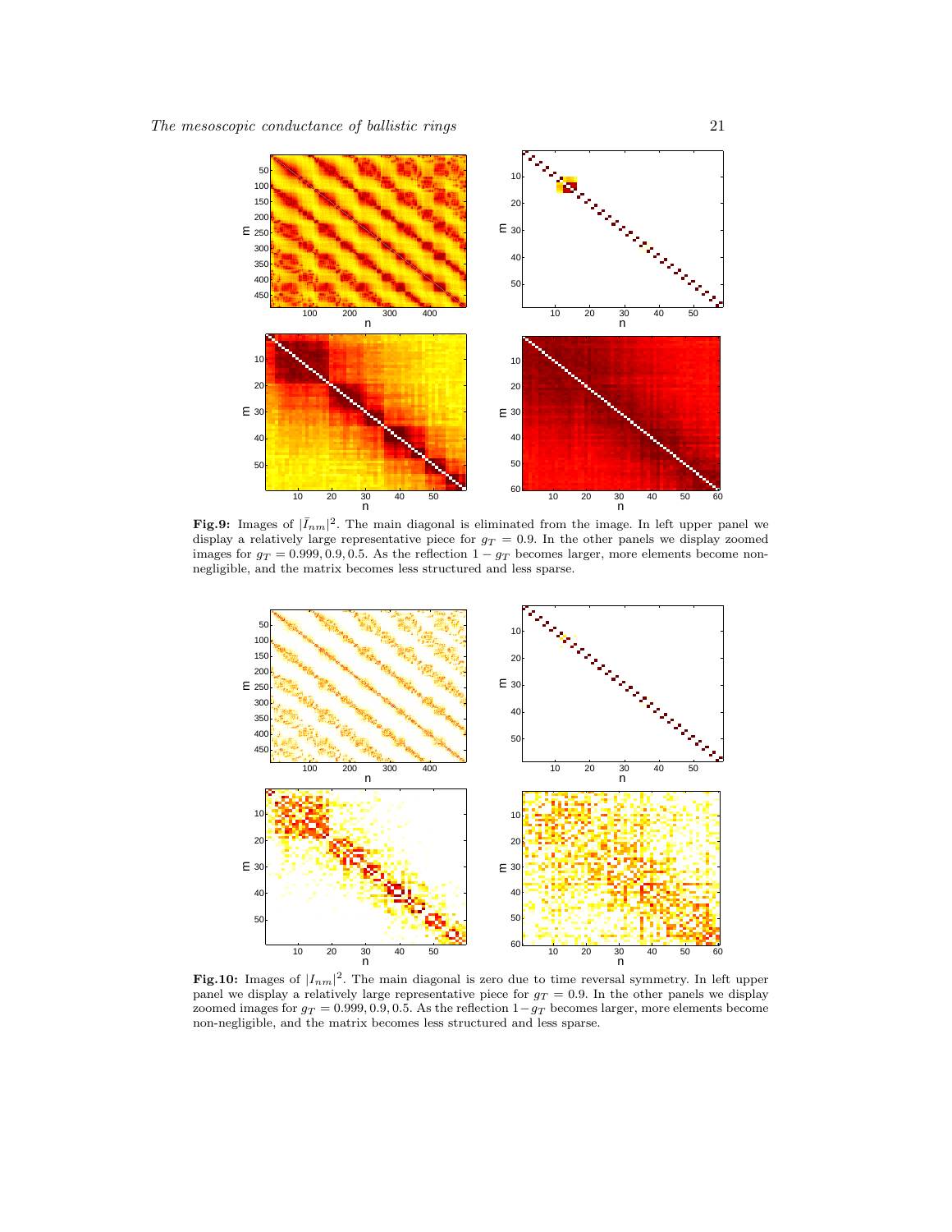m

n

50

100

150

200

250

300

350

400

450

100

200

300

400

m

n

10

20

30

40

50

10

20

30

40

50

m

n

10

20

30

40

50

10

20

30

40

50

m

n

10

20

30

40

50

60

10

20

30

40

50

60

**Fig.9:** Images of $|\bar{I}_{nm}|^2$. The main diagonal is eliminated from the image. In left upper panel we display a relatively large representative piece for $g_T = 0.9$. In the other panels we display zoomed images for $g_T = 0.999, 0.9, 0.5$. As the reflection $1 - g_T$ becomes larger, more elements become non-negligible, and the matrix becomes less structured and less sparse.

m

n

50

100

150

200

250

300

350

400

450

100

200

300

400

m

n

10

20

30

40

50

10

20

30

40

50

m

n

10

20

30

40

50

10

20

30

40

50

m

n

10

20

30

40

50

60

10

20

30

40

50

60

**Fig.10:** Images of $|I_{nm}|^2$. The main diagonal is zero due to time reversal symmetry. In left upper panel we display a relatively large representative piece for $g_T = 0.9$. In the other panels we display zoomed images for $g_T = 0.999, 0.9, 0.5$. As the reflection $1 - g_T$ becomes larger, more elements become non-negligible, and the matrix becomes less structured and less sparse.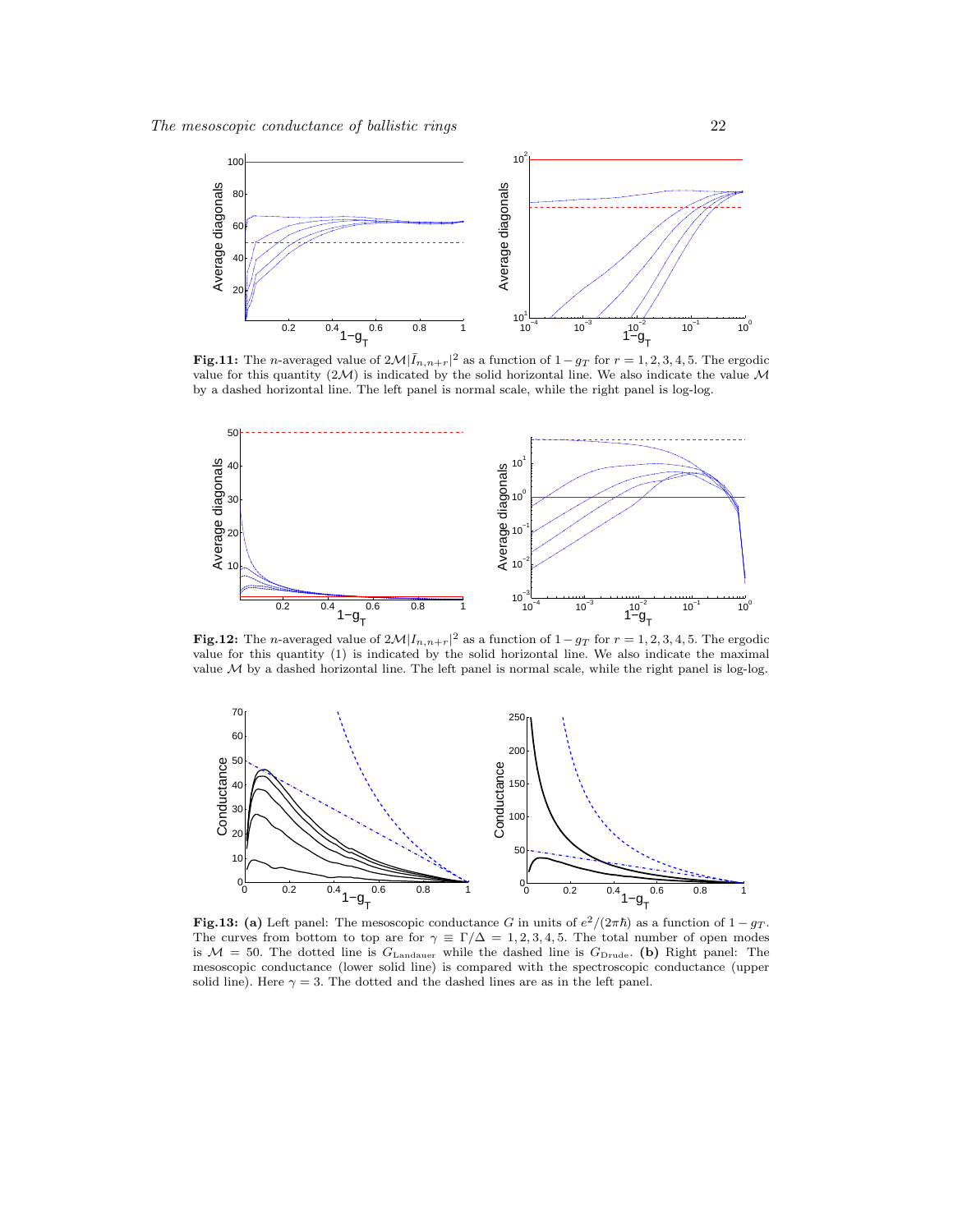Average diagonals

100
80
60
40
20

0.2 0.4 0.6 0.8 1

1−g_T

Average diagonals

10^2

10^1

10^-4 10^-3 10^-2 10^-1 10^0

1−g_T

**Fig.11:** The $n$-averaged value of $2\mathcal{M}|\bar{I}_{n,n+r}|^2$ as a function of $1-g_T$ for $r=1,2,3,4,5$. The ergodic value for this quantity ($2\mathcal{M}$) is indicated by the solid horizontal line. We also indicate the value $\mathcal{M}$ by a dashed horizontal line. The left panel is normal scale, while the right panel is log-log.

Average diagonals

50
40
30
20
10

0.2 0.4 0.6 0.8 1

1−g_T

Average diagonals

10^1
10^0
10^-1
10^-2
10^-3

10^-4 10^-3 10^-2 10^-1 10^0

1−g_T

**Fig.12:** The $n$-averaged value of $2\mathcal{M}|I_{n,n+r}|^2$ as a function of $1-g_T$ for $r=1,2,3,4,5$. The ergodic value for this quantity (1) is indicated by the solid horizontal line. We also indicate the maximal value $\mathcal{M}$ by a dashed horizontal line. The left panel is normal scale, while the right panel is log-log.

Conductance

70
60
50
40
30
20
10
0

0 0.2 0.4 0.6 0.8 1

1−g_T

Conductance

250
200
150
100
50
0

0 0.2 0.4 0.6 0.8 1

1−g_T

**Fig.13:** **(a)** Left panel: The mesoscopic conductance $G$ in units of $e^2/(2\pi\hbar)$ as a function of $1-g_T$. The curves from bottom to top are for $\gamma \equiv \Gamma/\Delta = 1,2,3,4,5$. The total number of open modes is $\mathcal{M} = 50$. The dotted line is $G_{\text{Landauer}}$ while the dashed line is $G_{\text{Drude}}$. **(b)** Right panel: The mesoscopic conductance (lower solid line) is compared with the spectroscopic conductance (upper solid line). Here $\gamma = 3$. The dotted and the dashed lines are as in the left panel.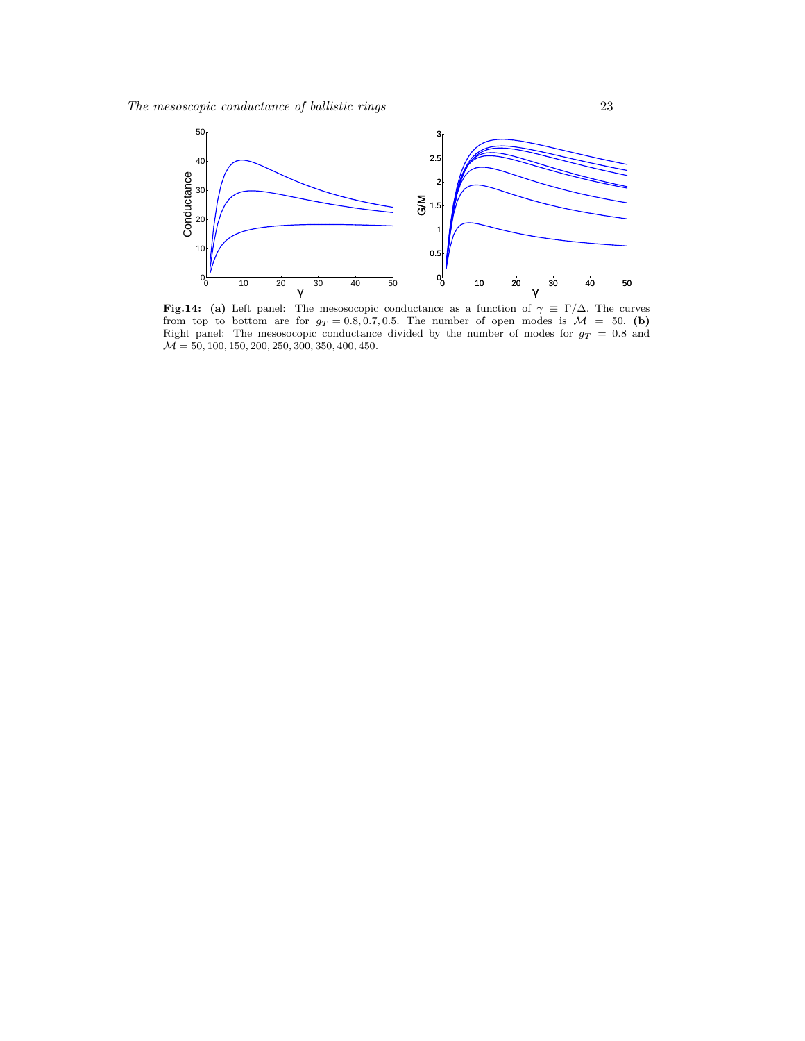Conductance

50

40

30

20

10

0

0 10 20 30 40 50

γ

G/M

3

2.5

2

1.5

1

0.5

0

0 10 20 30 40 50

γ

**Fig.14:** **(a)** Left panel: The mesosocopic conductance as a function of $\gamma \equiv \Gamma/\Delta$. The curves from top to bottom are for $g_T = 0.8, 0.7, 0.5$. The number of open modes is $\mathcal{M} = 50$. **(b)** Right panel: The mesosocopic conductance divided by the number of modes for $g_T = 0.8$ and $\mathcal{M} = 50, 100, 150, 200, 250, 300, 350, 400, 450$.